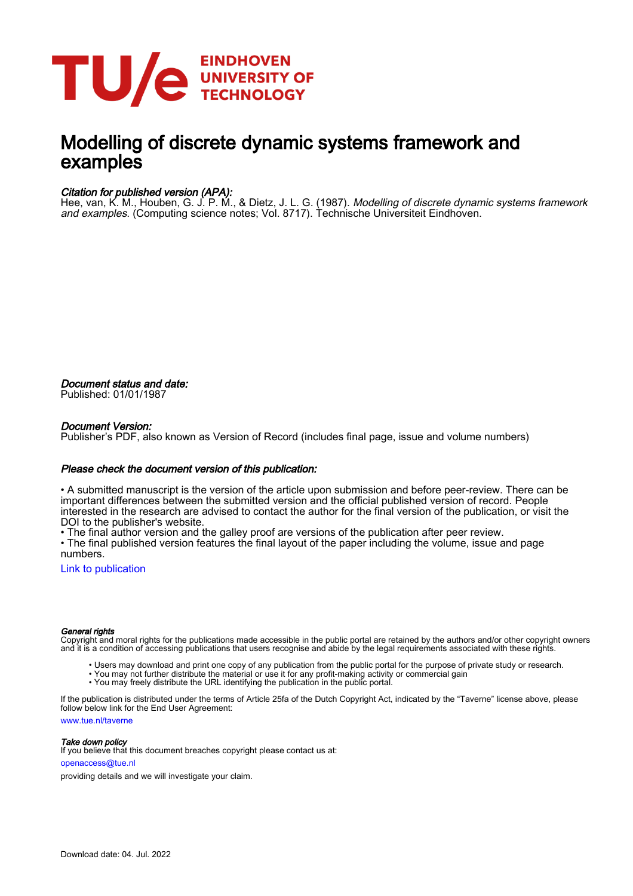EINDHOVEN UNIVERSITY OF TECHNOLOGY

# Modelling of discrete dynamic systems framework and examples

*Citation for published version (APA):*
Hee, van, K. M., Houben, G. J. P. M., & Dietz, J. L. G. (1987). *Modelling of discrete dynamic systems framework and examples*. (Computing science notes; Vol. 8717). Technische Universiteit Eindhoven.

*Document status and date:*
Published: 01/01/1987

*Document Version:*
Publisher's PDF, also known as Version of Record (includes final page, issue and volume numbers)

*Please check the document version of this publication:*

• A submitted manuscript is the version of the article upon submission and before peer-review. There can be important differences between the submitted version and the official published version of record. People interested in the research are advised to contact the author for the final version of the publication, or visit the DOI to the publisher's website.
• The final author version and the galley proof are versions of the publication after peer review.
• The final published version features the final layout of the paper including the volume, issue and page numbers.

Link to publication

*General rights*
Copyright and moral rights for the publications made accessible in the public portal are retained by the authors and/or other copyright owners and it is a condition of accessing publications that users recognise and abide by the legal requirements associated with these rights.

- Users may download and print one copy of any publication from the public portal for the purpose of private study or research.
- You may not further distribute the material or use it for any profit-making activity or commercial gain
- You may freely distribute the URL identifying the publication in the public portal.

If the publication is distributed under the terms of Article 25fa of the Dutch Copyright Act, indicated by the "Taverne" license above, please follow below link for the End User Agreement:

www.tue.nl/taverne

*Take down policy*
If you believe that this document breaches copyright please contact us at:

openaccess@tue.nl

providing details and we will investigate your claim.

Download date: 04. Jul. 2022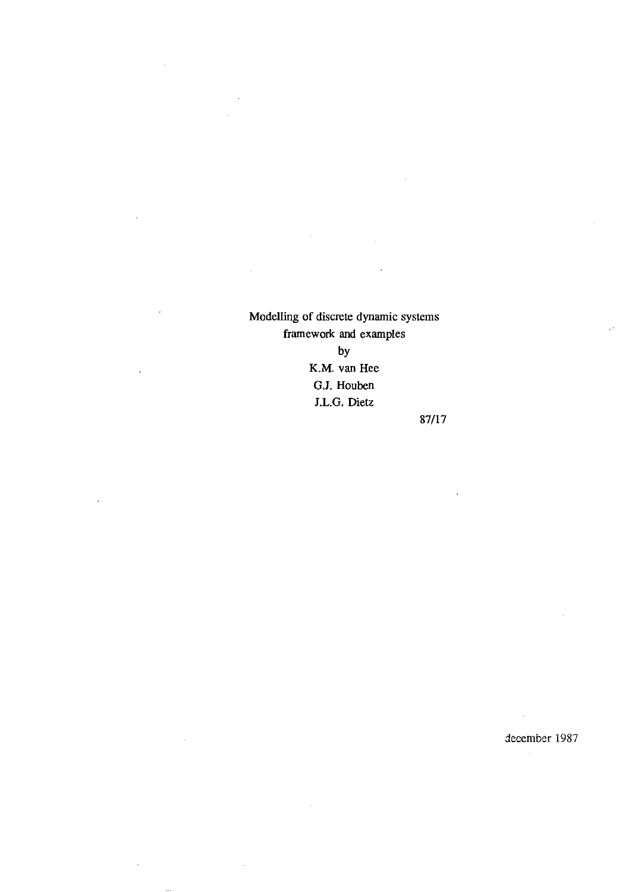Modelling of discrete dynamic systems
framework and examples

by

K.M. van Hee

G.J. Houben

J.L.G. Dietz

87/17

december 1987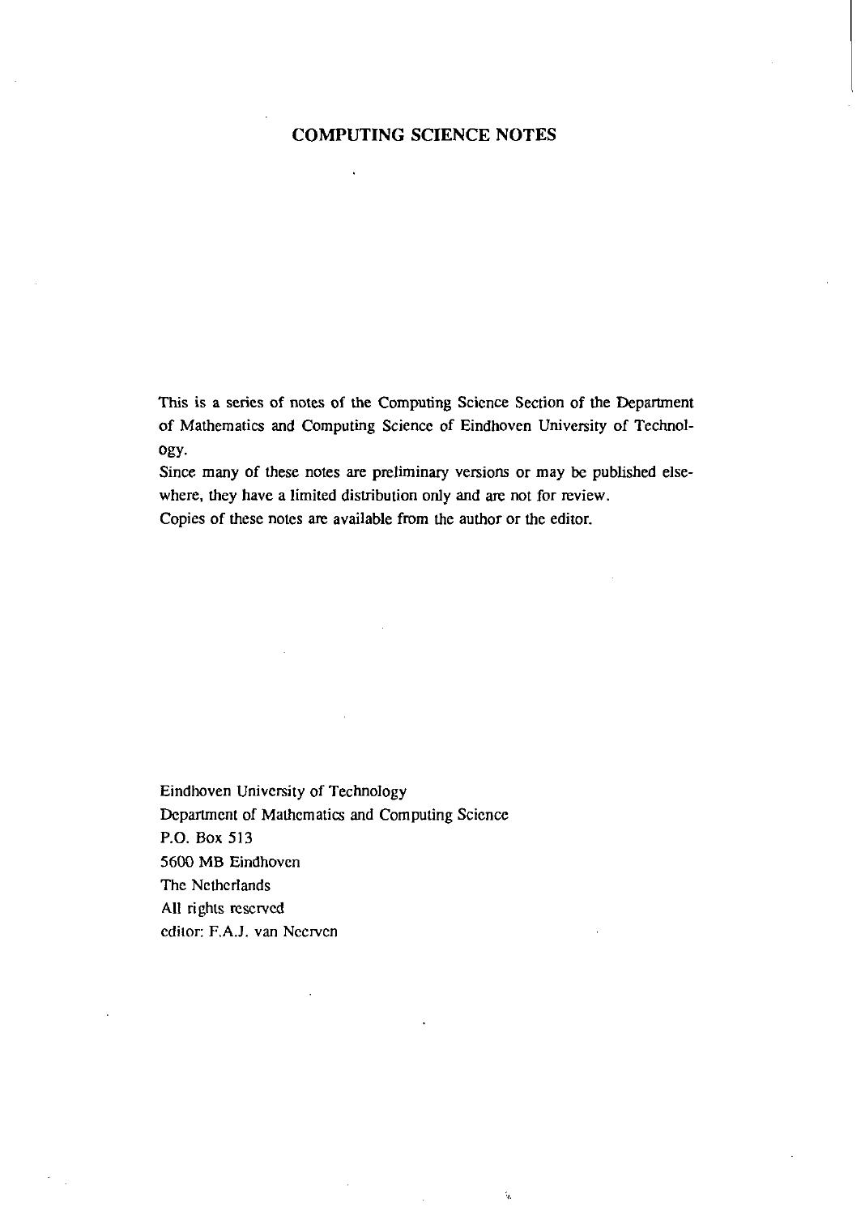# COMPUTING SCIENCE NOTES

This is a series of notes of the Computing Science Section of the Department of Mathematics and Computing Science of Eindhoven University of Technology.

Since many of these notes are preliminary versions or may be published elsewhere, they have a limited distribution only and are not for review.

Copies of these notes are available from the author or the editor.

Eindhoven University of Technology
Department of Mathematics and Computing Science
P.O. Box 513
5600 MB Eindhoven
The Netherlands
All rights reserved
editor: F.A.J. van Neerven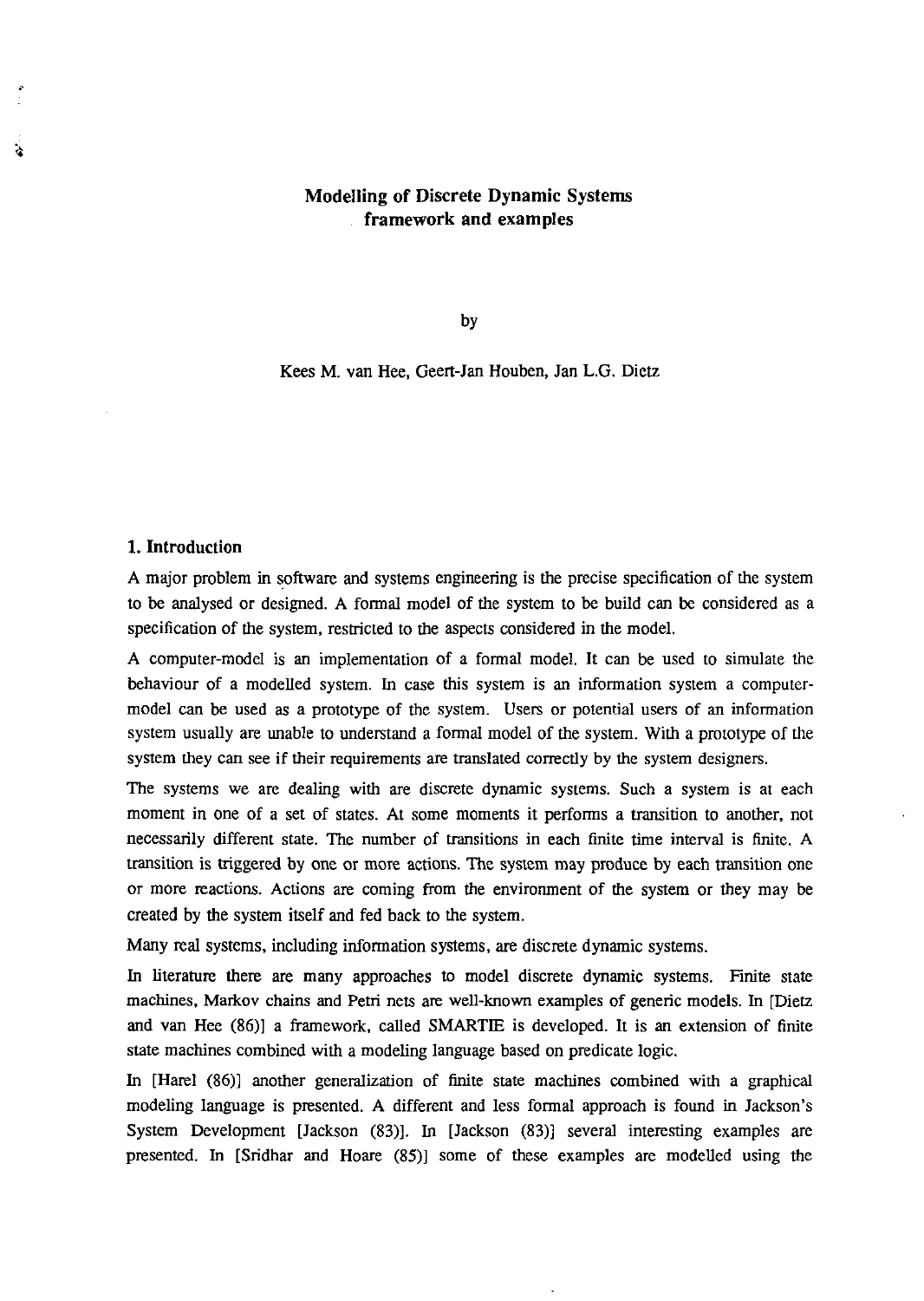# Modelling of Discrete Dynamic Systems framework and examples

by

Kees M. van Hee, Geert-Jan Houben, Jan L.G. Dietz

## 1. Introduction

A major problem in software and systems engineering is the precise specification of the system to be analysed or designed. A formal model of the system to be build can be considered as a specification of the system, restricted to the aspects considered in the model.

A computer-model is an implementation of a formal model. It can be used to simulate the behaviour of a modelled system. In case this system is an information system a computer-model can be used as a prototype of the system. Users or potential users of an information system usually are unable to understand a formal model of the system. With a prototype of the system they can see if their requirements are translated correctly by the system designers.

The systems we are dealing with are discrete dynamic systems. Such a system is at each moment in one of a set of states. At some moments it performs a transition to another, not necessarily different state. The number of transitions in each finite time interval is finite. A transition is triggered by one or more actions. The system may produce by each transition one or more reactions. Actions are coming from the environment of the system or they may be created by the system itself and fed back to the system.

Many real systems, including information systems, are discrete dynamic systems.

In literature there are many approaches to model discrete dynamic systems. Finite state machines, Markov chains and Petri nets are well-known examples of generic models. In [Dietz and van Hee (86)] a framework, called SMARTIE is developed. It is an extension of finite state machines combined with a modeling language based on predicate logic.

In [Harel (86)] another generalization of finite state machines combined with a graphical modeling language is presented. A different and less formal approach is found in Jackson's System Development [Jackson (83)]. In [Jackson (83)] several interesting examples are presented. In [Sridhar and Hoare (85)] some of these examples are modelled using the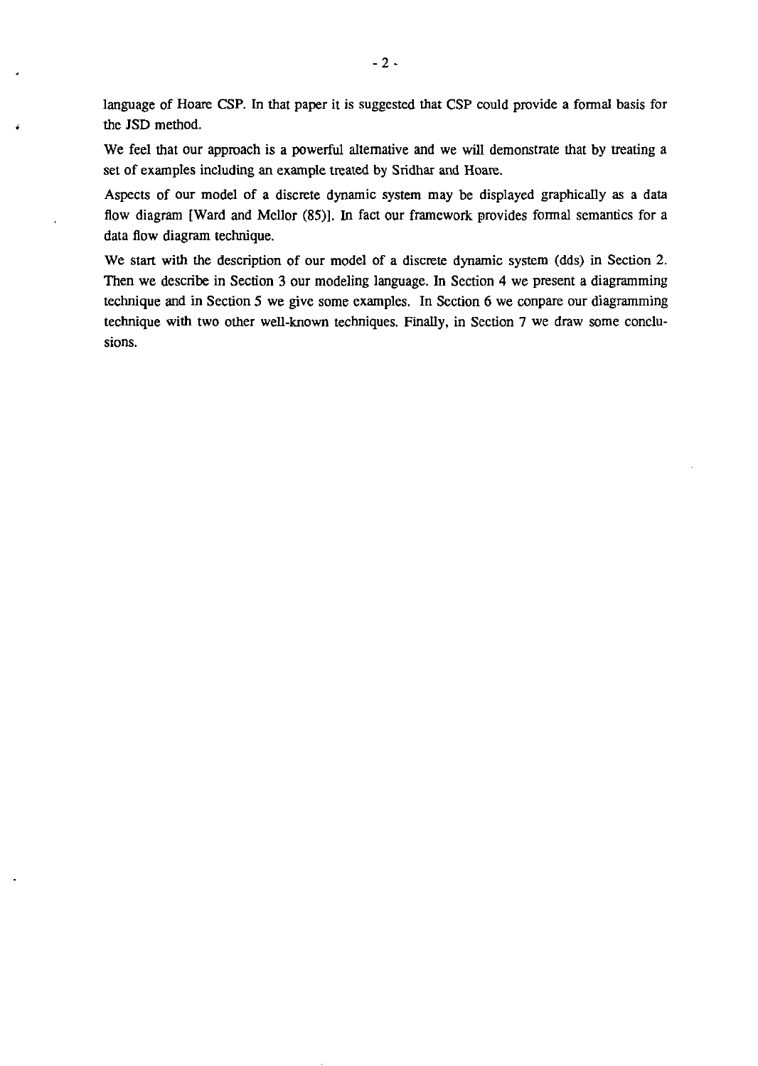language of Hoare CSP. In that paper it is suggested that CSP could provide a formal basis for the JSD method.

We feel that our approach is a powerful alternative and we will demonstrate that by treating a set of examples including an example treated by Sridhar and Hoare.

Aspects of our model of a discrete dynamic system may be displayed graphically as a data flow diagram [Ward and Mellor (85)]. In fact our framework provides formal semantics for a data flow diagram technique.

We start with the description of our model of a discrete dynamic system (dds) in Section 2. Then we describe in Section 3 our modeling language. In Section 4 we present a diagramming technique and in Section 5 we give some examples. In Section 6 we conpare our diagramming technique with two other well-known techniques. Finally, in Section 7 we draw some conclusions.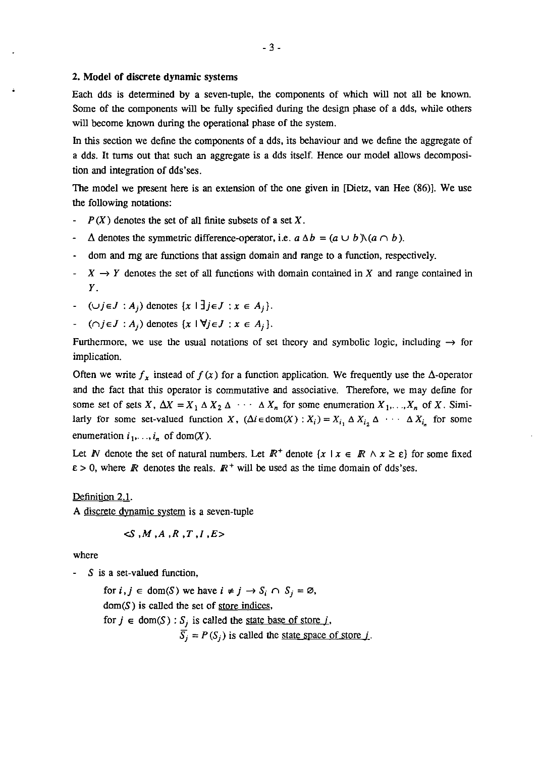## 2. Model of discrete dynamic systems

Each dds is determined by a seven-tuple, the components of which will not all be known. Some of the components will be fully specified during the design phase of a dds, while others will become known during the operational phase of the system.

In this section we define the components of a dds, its behaviour and we define the aggregate of a dds. It turns out that such an aggregate is a dds itself. Hence our model allows decomposition and integration of dds'ses.

The model we present here is an extension of the one given in [Dietz, van Hee (86)]. We use the following notations:

- $P(X)$ denotes the set of all finite subsets of a set $X$.
- $\Delta$ denotes the symmetric difference-operator, i.e. $a \Delta b = (a \cup b) \backslash (a \cap b)$.
- dom and rng are functions that assign domain and range to a function, respectively.
- $X \to Y$ denotes the set of all functions with domain contained in $X$ and range contained in $Y$.
- $(\cup j \in J : A_j)$ denotes $\{x \mid \exists j \in J : x \in A_j\}$.
- $(\cap j \in J : A_j)$ denotes $\{x \mid \forall j \in J : x \in A_j\}$.

Furthermore, we use the usual notations of set theory and symbolic logic, including $\to$ for implication.

Often we write $f_x$ instead of $f(x)$ for a function application. We frequently use the $\Delta$-operator and the fact that this operator is commutative and associative. Therefore, we may define for some set of sets $X$, $\Delta X = X_1 \Delta X_2 \Delta \cdots \Delta X_n$ for some enumeration $X_1, \ldots, X_n$ of $X$. Similarly for some set-valued function $X$, $(\Delta i \in \text{dom}(X) : X_i) = X_{i_1} \Delta X_{i_2} \Delta \cdots \Delta X_{i_n}$ for some enumeration $i_1, \ldots, i_n$ of dom($X$).

Let $\mathbb{N}$ denote the set of natural numbers. Let $\mathbb{R}^+$ denote $\{x \mid x \in \mathbb{R} \wedge x \geq \varepsilon\}$ for some fixed $\varepsilon > 0$, where $\mathbb{R}$ denotes the reals. $\mathbb{R}^+$ will be used as the time domain of dds'ses.

Definition 2.1.

A discrete dynamic system is a seven-tuple

$$<S, M, A, R, T, I, E>$$

where

- $S$ is a set-valued function,

  for $i, j \in \text{dom}(S)$ we have $i \neq j \to S_i \cap S_j = \varnothing$,

  dom($S$) is called the set of store indices,

  for $j \in \text{dom}(S)$ : $S_j$ is called the state base of store $j$,

  $\overline{S_j} = P(S_j)$ is called the state space of store $j$.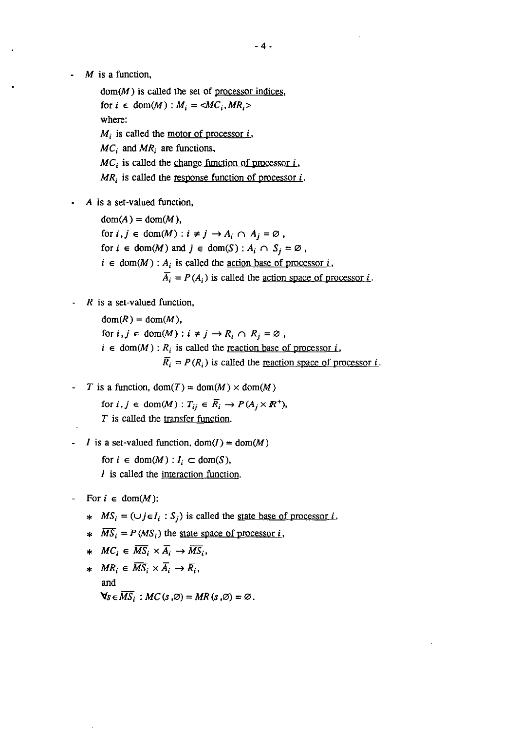- $M$ is a function,

  dom($M$) is called the set of <u>processor indices</u>,

  for $i \in$ dom($M$) : $M_i = \langle MC_i, MR_i \rangle$

  where:

  $M_i$ is called the <u>motor of processor $i$</u>,

  $MC_i$ and $MR_i$ are functions,

  $MC_i$ is called the <u>change function of processor $i$</u>,

  $MR_i$ is called the <u>response function of processor $i$</u>.

- $A$ is a set-valued function,

  dom($A$) = dom($M$),

  for $i, j \in$ dom($M$) : $i \neq j \rightarrow A_i \cap A_j = \varnothing$ ,

  for $i \in$ dom($M$) and $j \in$ dom($S$) : $A_i \cap S_j = \varnothing$ ,

  $i \in$ dom($M$) : $A_i$ is called the <u>action base of processor $i$</u>,

  $\overline{A_i} = P(A_i)$ is called the <u>action space of processor $i$</u>.

- $R$ is a set-valued function,

  dom($R$) = dom($M$),

  for $i, j \in$ dom($M$) : $i \neq j \rightarrow R_i \cap R_j = \varnothing$ ,

  $i \in$ dom($M$) : $R_i$ is called the <u>reaction base of processor $i$</u>,

  $\overline{R_i} = P(R_i)$ is called the <u>reaction space of processor $i$</u>.

- $T$ is a function, dom($T$) = dom($M$) $\times$ dom($M$)

  for $i, j \in$ dom($M$) : $T_{ij} \in \overline{R_i} \rightarrow P(A_j \times \mathbb{R}^+)$,

  $T$ is called the <u>transfer function</u>.

- $I$ is a set-valued function, dom($I$) = dom($M$)

  for $i \in$ dom($M$) : $I_i \subset$ dom($S$),

  $I$ is called the <u>interaction function</u>.

- For $i \in$ dom($M$):

  * $MS_i = (\cup j \in I_i : S_j)$ is called the <u>state base of processor $i$</u>,
  * $\overline{MS_i} = P(MS_i)$ the <u>state space of processor $i$</u>,
  * $MC_i \in \overline{MS_i} \times \overline{A_i} \rightarrow \overline{MS_i}$,
  * $MR_i \in \overline{MS_i} \times \overline{A_i} \rightarrow \overline{R_i}$,

    and

    $\forall s \in \overline{MS_i} : MC(s, \varnothing) = MR(s, \varnothing) = \varnothing$ .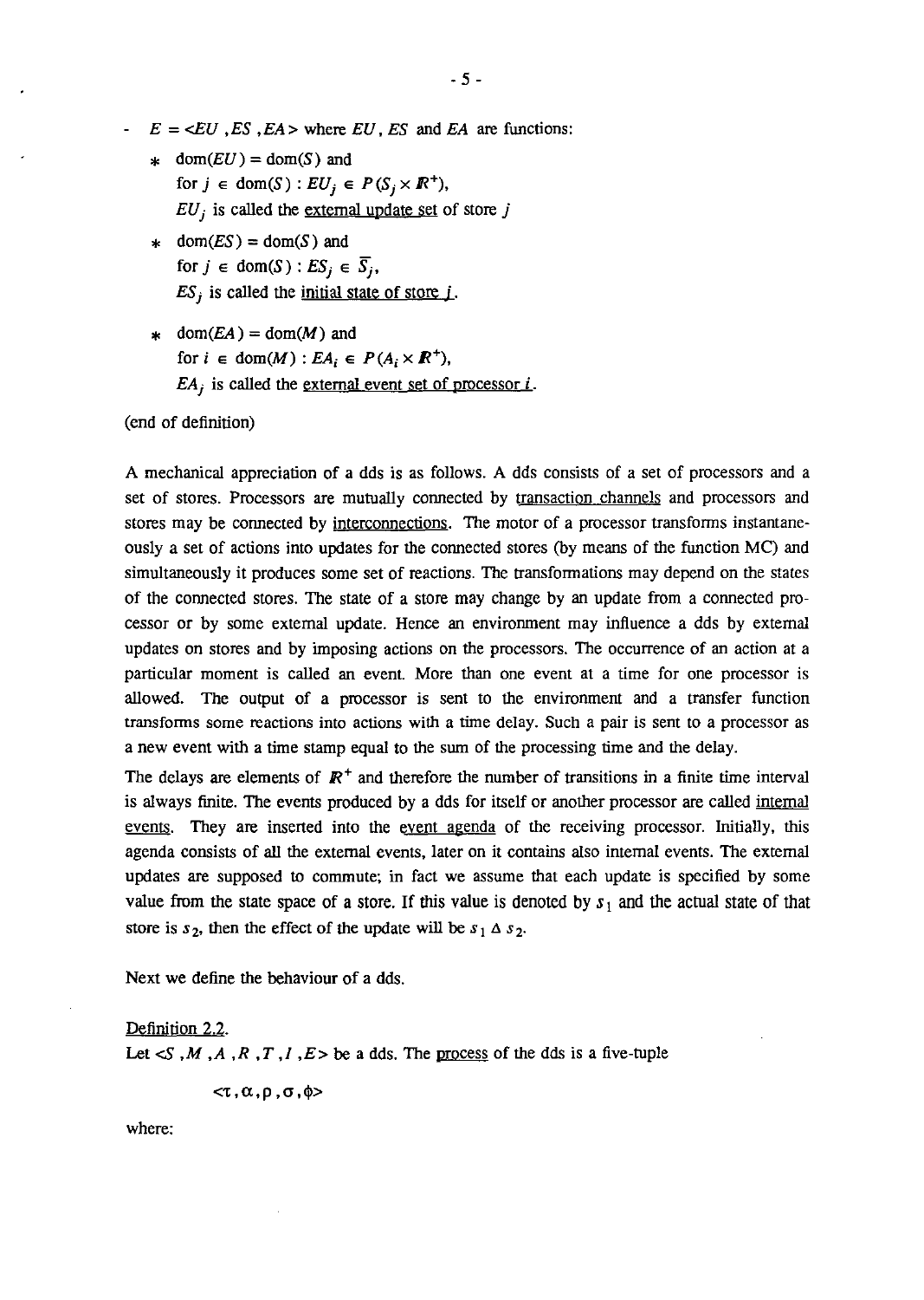- $E = \langle EU, ES, EA \rangle$ where $EU$, $ES$ and $EA$ are functions:
  - $\text{dom}(EU) = \text{dom}(S)$ and
    for $j \in \text{dom}(S) : EU_j \in P(S_j \times \mathbb{R}^+)$,
    $EU_j$ is called the <u>external update set</u> of store $j$
  - $\text{dom}(ES) = \text{dom}(S)$ and
    for $j \in \text{dom}(S) : ES_j \in \overline{S_j}$,
    $ES_j$ is called the <u>initial state of store $j$</u>.
  - $\text{dom}(EA) = \text{dom}(M)$ and
    for $i \in \text{dom}(M) : EA_i \in P(A_i \times \mathbb{R}^+)$,
    $EA_j$ is called the <u>external event set of processor $i$</u>.

(end of definition)

A mechanical appreciation of a dds is as follows. A dds consists of a set of processors and a set of stores. Processors are mutually connected by <u>transaction channels</u> and processors and stores may be connected by <u>interconnections</u>. The motor of a processor transforms instantaneously a set of actions into updates for the connected stores (by means of the function MC) and simultaneously it produces some set of reactions. The transformations may depend on the states of the connected stores. The state of a store may change by an update from a connected processor or by some external update. Hence an environment may influence a dds by external updates on stores and by imposing actions on the processors. The occurrence of an action at a particular moment is called an event. More than one event at a time for one processor is allowed. The output of a processor is sent to the environment and a transfer function transforms some reactions into actions with a time delay. Such a pair is sent to a processor as a new event with a time stamp equal to the sum of the processing time and the delay.

The delays are elements of $\mathbb{R}^+$ and therefore the number of transitions in a finite time interval is always finite. The events produced by a dds for itself or another processor are called <u>internal events</u>. They are inserted into the <u>event agenda</u> of the receiving processor. Initially, this agenda consists of all the external events, later on it contains also internal events. The external updates are supposed to commute; in fact we assume that each update is specified by some value from the state space of a store. If this value is denoted by $s_1$ and the actual state of that store is $s_2$, then the effect of the update will be $s_1 \Delta s_2$.

Next we define the behaviour of a dds.

<u>Definition 2.2.</u>
Let $\langle S, M, A, R, T, I, E \rangle$ be a dds. The <u>process</u> of the dds is a five-tuple

$$\langle \tau, \alpha, \rho, \sigma, \phi \rangle$$

where: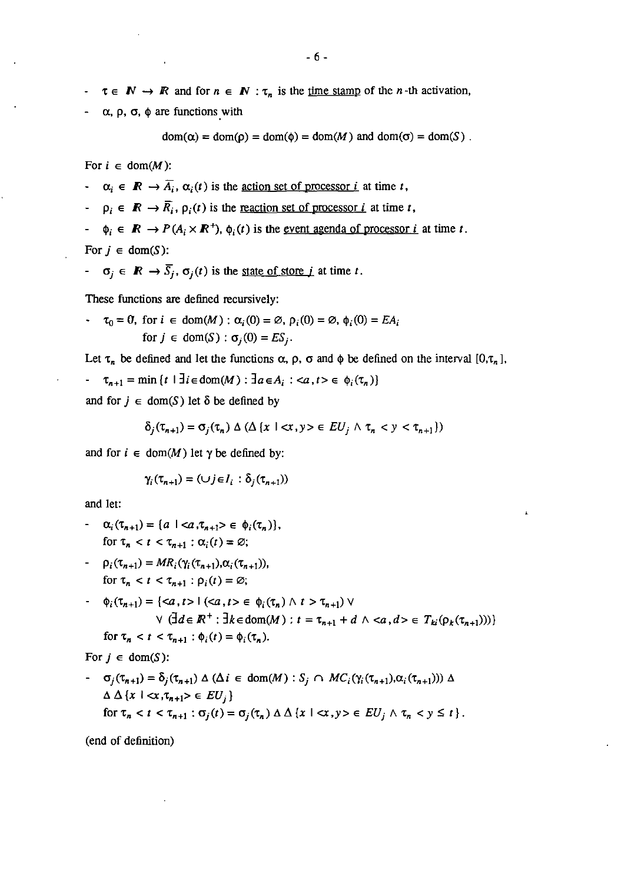- $\tau \in \mathbb{N} \to \mathbb{R}$ and for $n \in \mathbb{N}$ : $\tau_n$ is the <u>time stamp</u> of the $n$-th activation,
- $\alpha$, $\rho$, $\sigma$, $\phi$ are functions with

$$\mathrm{dom}(\alpha) = \mathrm{dom}(\rho) = \mathrm{dom}(\phi) = \mathrm{dom}(M) \text{ and } \mathrm{dom}(\sigma) = \mathrm{dom}(S) .$$

For $i \in \mathrm{dom}(M)$:

- $\alpha_i \in \mathbb{R} \to \overline{A}_i$, $\alpha_i(t)$ is the <u>action set of processor $i$</u> at time $t$,
- $\rho_i \in \mathbb{R} \to \overline{R}_i$, $\rho_i(t)$ is the <u>reaction set of processor $i$</u> at time $t$,
- $\phi_i \in \mathbb{R} \to P(A_i \times \mathbb{R}^+)$, $\phi_i(t)$ is the <u>event agenda of processor $i$</u> at time $t$.

For $j \in \mathrm{dom}(S)$:

- $\sigma_j \in \mathbb{R} \to \overline{S}_j$, $\sigma_j(t)$ is the <u>state of store $j$</u> at time $t$.

These functions are defined recursively:

- $\tau_0 = 0$, for $i \in \mathrm{dom}(M) : \alpha_i(0) = \varnothing$, $\rho_i(0) = \varnothing$, $\phi_i(0) = EA_i$
  for $j \in \mathrm{dom}(S) : \sigma_j(0) = ES_j$.

Let $\tau_n$ be defined and let the functions $\alpha$, $\rho$, $\sigma$ and $\phi$ be defined on the interval $[0,\tau_n]$,

- $\tau_{n+1} = \min\{t \mid \exists i \in \mathrm{dom}(M) : \exists a \in A_i : \langle a,t\rangle \in \phi_i(\tau_n)\}$

and for $j \in \mathrm{dom}(S)$ let $\delta$ be defined by

$$\delta_j(\tau_{n+1}) = \sigma_j(\tau_n) \,\Delta\, (\Delta\, \{x \mid \langle x,y\rangle \in EU_j \wedge \tau_n < y < \tau_{n+1}\})$$

and for $i \in \mathrm{dom}(M)$ let $\gamma$ be defined by:

$$\gamma_i(\tau_{n+1}) = (\cup j \in I_i : \delta_j(\tau_{n+1}))$$

and let:

- $\alpha_i(\tau_{n+1}) = \{a \mid \langle a,\tau_{n+1}\rangle \in \phi_i(\tau_n)\}$,
  for $\tau_n < t < \tau_{n+1} : \alpha_i(t) = \varnothing$;
- $\rho_i(\tau_{n+1}) = MR_i(\gamma_i(\tau_{n+1}),\alpha_i(\tau_{n+1}))$,
  for $\tau_n < t < \tau_{n+1} : \rho_i(t) = \varnothing$;
- $\phi_i(\tau_{n+1}) = \{\langle a,t\rangle \mid (\langle a,t\rangle \in \phi_i(\tau_n) \wedge t > \tau_{n+1}) \vee$
  $\vee\, (\exists d \in \mathbb{R}^+ : \exists k \in \mathrm{dom}(M) : t = \tau_{n+1} + d \wedge \langle a,d\rangle \in T_{ki}(\rho_k(\tau_{n+1})))\}$
  for $\tau_n < t < \tau_{n+1} : \phi_i(t) = \phi_i(\tau_n)$.

For $j \in \mathrm{dom}(S)$:

- $\sigma_j(\tau_{n+1}) = \delta_j(\tau_{n+1}) \,\Delta\, (\Delta i \in \mathrm{dom}(M) : S_j \cap MC_i(\gamma_i(\tau_{n+1}),\alpha_i(\tau_{n+1}))) \,\Delta$
  $\Delta\, \Delta\{x \mid \langle x,\tau_{n+1}\rangle \in EU_j\}$
  for $\tau_n < t < \tau_{n+1} : \sigma_j(t) = \sigma_j(\tau_n) \,\Delta\, \Delta\, \{x \mid \langle x,y\rangle \in EU_j \wedge \tau_n < y \leq t\}$.

(end of definition)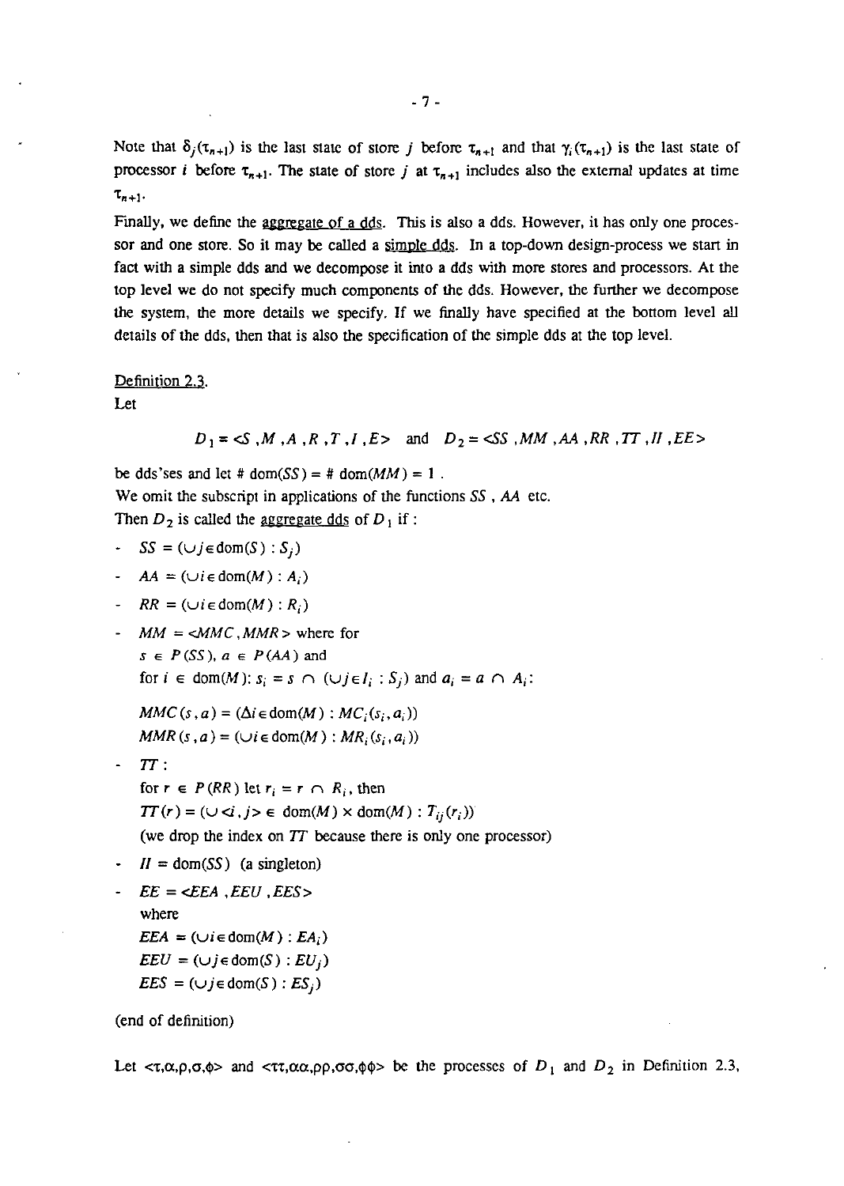Note that $\delta_j(\tau_{n+1})$ is the last state of store $j$ before $\tau_{n+1}$ and that $\gamma_i(\tau_{n+1})$ is the last state of processor $i$ before $\tau_{n+1}$. The state of store $j$ at $\tau_{n+1}$ includes also the external updates at time $\tau_{n+1}$.

Finally, we define the aggregate of a dds. This is also a dds. However, it has only one processor and one store. So it may be called a simple dds. In a top-down design-process we start in fact with a simple dds and we decompose it into a dds with more stores and processors. At the top level we do not specify much components of the dds. However, the further we decompose the system, the more details we specify. If we finally have specified at the bottom level all details of the dds, then that is also the specification of the simple dds at the top level.

Definition 2.3.

Let

$$D_1 = <S, M, A, R, T, I, E> \quad \text{and} \quad D_2 = <SS, MM, AA, RR, TT, II, EE>$$

be dds'ses and let $\# \operatorname{dom}(SS) = \# \operatorname{dom}(MM) = 1$.

We omit the subscript in applications of the functions $SS$, $AA$ etc.

Then $D_2$ is called the aggregate dds of $D_1$ if :

- $SS = (\cup j \in \operatorname{dom}(S) : S_j)$
- $AA = (\cup i \in \operatorname{dom}(M) : A_i)$
- $RR = (\cup i \in \operatorname{dom}(M) : R_i)$
- $MM = <MMC, MMR>$ where for $s \in P(SS)$, $a \in P(AA)$ and for $i \in \operatorname{dom}(M)$: $s_i = s \cap (\cup j \in I_i : S_j)$ and $a_i = a \cap A_i$:

  $MMC(s, a) = (\Delta i \in \operatorname{dom}(M) : MC_i(s_i, a_i))$
  $MMR(s, a) = (\cup i \in \operatorname{dom}(M) : MR_i(s_i, a_i))$
- $TT$ :
  for $r \in P(RR)$ let $r_i = r \cap R_i$, then
  $TT(r) = (\cup <i, j> \in \operatorname{dom}(M) \times \operatorname{dom}(M) : T_{ij}(r_i))$
  (we drop the index on $TT$ because there is only one processor)
- $II = \operatorname{dom}(SS)$ (a singleton)
- $EE = <EEA, EEU, EES>$
  where
  $EEA = (\cup i \in \operatorname{dom}(M) : EA_i)$
  $EEU = (\cup j \in \operatorname{dom}(S) : EU_j)$
  $EES = (\cup j \in \operatorname{dom}(S) : ES_j)$

(end of definition)

Let $<\tau, \alpha, \rho, \sigma, \phi>$ and $<\tau\tau, \alpha\alpha, \rho\rho, \sigma\sigma, \phi\phi>$ be the processes of $D_1$ and $D_2$ in Definition 2.3,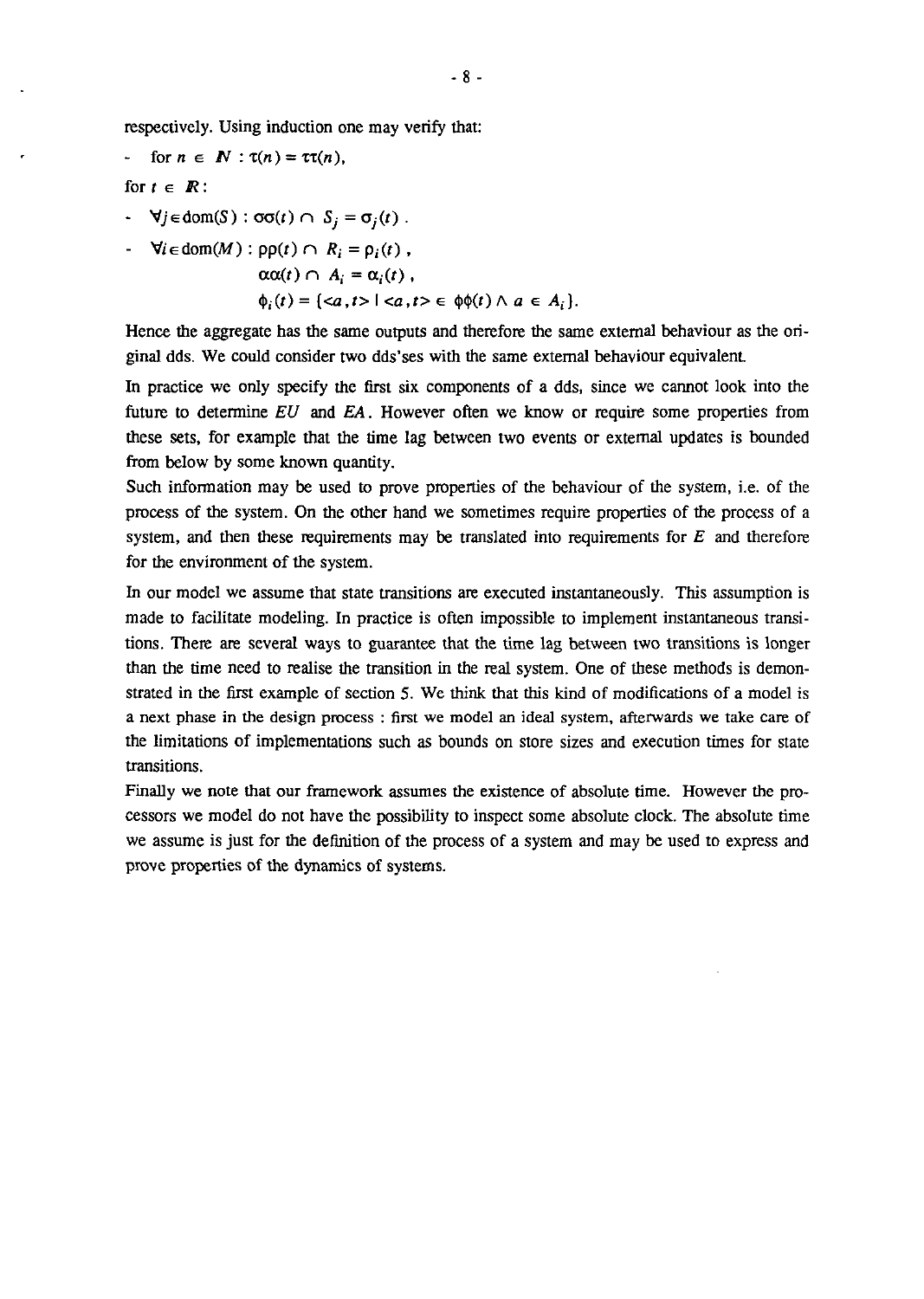respectively. Using induction one may verify that:

- for $n \in \mathbb{N} : \tau(n) = \tau\tau(n)$,

for $t \in \mathbb{R}$:

- $\forall j \in \text{dom}(S) : \sigma\sigma(t) \cap S_j = \sigma_j(t)$ .
- $\forall i \in \text{dom}(M) : \rho\rho(t) \cap R_i = \rho_i(t)$ ,

$$\alpha\alpha(t) \cap A_i = \alpha_i(t) ,$$

$$\phi_i(t) = \{<a,t> \mid <a,t> \in \phi\phi(t) \wedge a \in A_i\}.$$

Hence the aggregate has the same outputs and therefore the same external behaviour as the original dds. We could consider two dds'ses with the same external behaviour equivalent.

In practice we only specify the first six components of a dds, since we cannot look into the future to determine $EU$ and $EA$. However often we know or require some properties from these sets, for example that the time lag between two events or external updates is bounded from below by some known quantity.

Such information may be used to prove properties of the behaviour of the system, i.e. of the process of the system. On the other hand we sometimes require properties of the process of a system, and then these requirements may be translated into requirements for $E$ and therefore for the environment of the system.

In our model we assume that state transitions are executed instantaneously. This assumption is made to facilitate modeling. In practice is often impossible to implement instantaneous transitions. There are several ways to guarantee that the time lag between two transitions is longer than the time need to realise the transition in the real system. One of these methods is demonstrated in the first example of section 5. We think that this kind of modifications of a model is a next phase in the design process : first we model an ideal system, afterwards we take care of the limitations of implementations such as bounds on store sizes and execution times for state transitions.

Finally we note that our framework assumes the existence of absolute time. However the processors we model do not have the possibility to inspect some absolute clock. The absolute time we assume is just for the definition of the process of a system and may be used to express and prove properties of the dynamics of systems.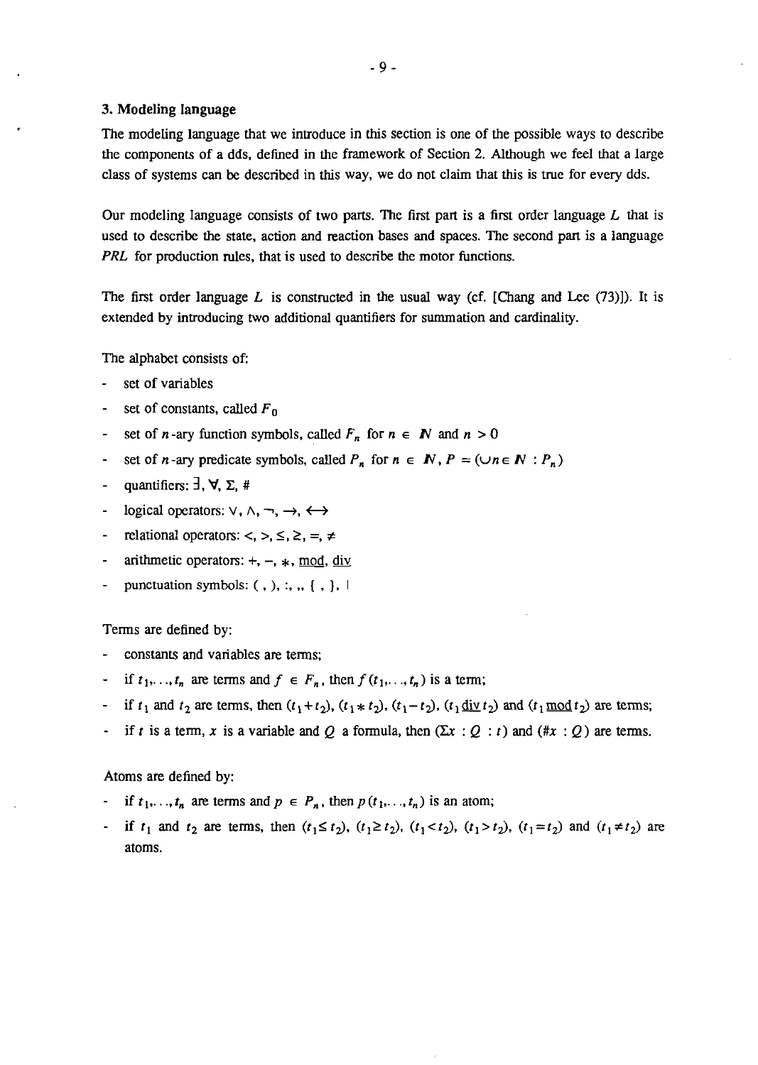## 3. Modeling language

The modeling language that we introduce in this section is one of the possible ways to describe the components of a dds, defined in the framework of Section 2. Although we feel that a large class of systems can be described in this way, we do not claim that this is true for every dds.

Our modeling language consists of two parts. The first part is a first order language *L* that is used to describe the state, action and reaction bases and spaces. The second part is a language *PRL* for production rules, that is used to describe the motor functions.

The first order language *L* is constructed in the usual way (cf. [Chang and Lee (73)]). It is extended by introducing two additional quantifiers for summation and cardinality.

The alphabet consists of:

- set of variables
- set of constants, called $F_0$
- set of $n$-ary function symbols, called $F_n$ for $n \in \mathbb{N}$ and $n > 0$
- set of $n$-ary predicate symbols, called $P_n$ for $n \in \mathbb{N}$, $P = (\cup n \in \mathbb{N} : P_n)$
- quantifiers: $\exists$, $\forall$, $\Sigma$, $\#$
- logical operators: $\vee$, $\wedge$, $\neg$, $\rightarrow$, $\leftrightarrow$
- relational operators: $<$, $>$, $\leq$, $\geq$, $=$, $\neq$
- arithmetic operators: $+$, $-$, $*$, <u>mod</u>, <u>div</u>
- punctuation symbols: ( , ), :, ,, { , }, |

Terms are defined by:

- constants and variables are terms;
- if $t_1, \ldots, t_n$ are terms and $f \in F_n$, then $f(t_1, \ldots, t_n)$ is a term;
- if $t_1$ and $t_2$ are terms, then $(t_1 + t_2)$, $(t_1 * t_2)$, $(t_1 - t_2)$, $(t_1 \,\underline{\text{div}}\, t_2)$ and $(t_1 \,\underline{\text{mod}}\, t_2)$ are terms;
- if $t$ is a term, $x$ is a variable and $Q$ a formula, then $(\Sigma x : Q : t)$ and $(\# x : Q)$ are terms.

Atoms are defined by:

- if $t_1, \ldots, t_n$ are terms and $p \in P_n$, then $p(t_1, \ldots, t_n)$ is an atom;
- if $t_1$ and $t_2$ are terms, then $(t_1 \leq t_2)$, $(t_1 \geq t_2)$, $(t_1 < t_2)$, $(t_1 > t_2)$, $(t_1 = t_2)$ and $(t_1 \neq t_2)$ are atoms.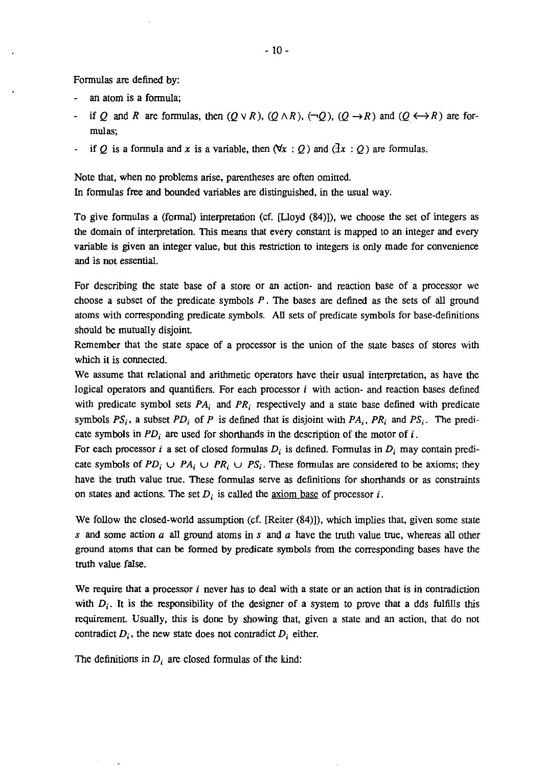Formulas are defined by:

- an atom is a formula;
- if $Q$ and $R$ are formulas, then $(Q \vee R)$, $(Q \wedge R)$, $(\neg Q)$, $(Q \rightarrow R)$ and $(Q \leftrightarrow R)$ are formulas;
- if $Q$ is a formula and $x$ is a variable, then $(\forall x : Q)$ and $(\exists x : Q)$ are formulas.

Note that, when no problems arise, parentheses are often omitted.
In formulas free and bounded variables are distinguished, in the usual way.

To give formulas a (formal) interpretation (cf. [Lloyd (84)]), we choose the set of integers as the domain of interpretation. This means that every constant is mapped to an integer and every variable is given an integer value, but this restriction to integers is only made for convenience and is not essential.

For describing the state base of a store or an action- and reaction base of a processor we choose a subset of the predicate symbols $P$. The bases are defined as the sets of all ground atoms with corresponding predicate symbols. All sets of predicate symbols for base-definitions should be mutually disjoint.
Remember that the state space of a processor is the union of the state bases of stores with which it is connected.
We assume that relational and arithmetic operators have their usual interpretation, as have the logical operators and quantifiers. For each processor $i$ with action- and reaction bases defined with predicate symbol sets $PA_i$ and $PR_i$ respectively and a state base defined with predicate symbols $PS_i$, a subset $PD_i$ of $P$ is defined that is disjoint with $PA_i$, $PR_i$ and $PS_i$. The predicate symbols in $PD_i$ are used for shorthands in the description of the motor of $i$.
For each processor $i$ a set of closed formulas $D_i$ is defined. Formulas in $D_i$ may contain predicate symbols of $PD_i \cup PA_i \cup PR_i \cup PS_i$. These formulas are considered to be axioms; they have the truth value true. These formulas serve as definitions for shorthands or as constraints on states and actions. The set $D_i$ is called the <u>axiom base</u> of processor $i$.

We follow the closed-world assumption (cf. [Reiter (84)]), which implies that, given some state $s$ and some action $a$ all ground atoms in $s$ and $a$ have the truth value true, whereas all other ground atoms that can be formed by predicate symbols from the corresponding bases have the truth value false.

We require that a processor $i$ never has to deal with a state or an action that is in contradiction with $D_i$. It is the responsibility of the designer of a system to prove that a dds fulfills this requirement. Usually, this is done by showing that, given a state and an action, that do not contradict $D_i$, the new state does not contradict $D_i$ either.

The definitions in $D_i$ are closed formulas of the kind: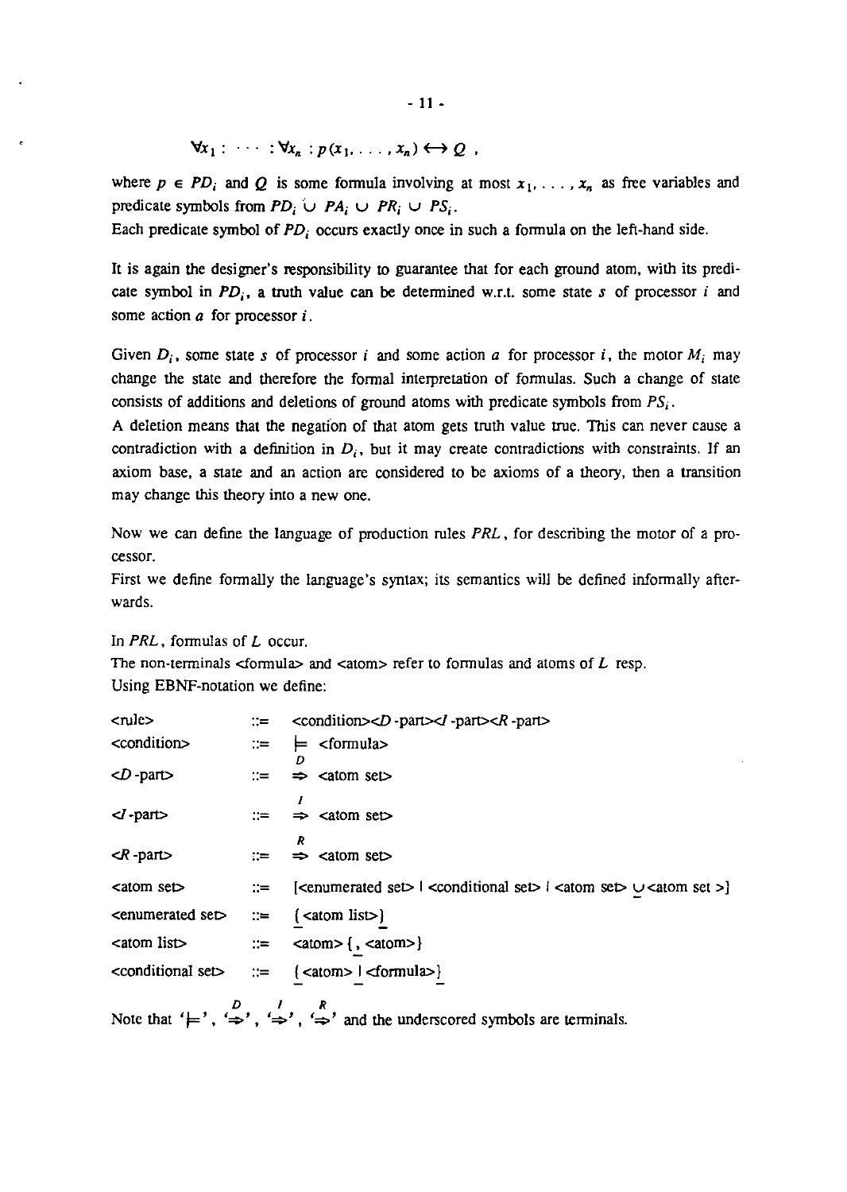$$\forall x_1 : \cdots : \forall x_n : p(x_1, \ldots, x_n) \leftrightarrow Q \ ,$$

where $p \in PD_i$ and $Q$ is some formula involving at most $x_1, \ldots, x_n$ as free variables and predicate symbols from $PD_i \cup PA_i \cup PR_i \cup PS_i$.
Each predicate symbol of $PD_i$ occurs exactly once in such a formula on the left-hand side.

It is again the designer's responsibility to guarantee that for each ground atom, with its predicate symbol in $PD_i$, a truth value can be determined w.r.t. some state $s$ of processor $i$ and some action $a$ for processor $i$.

Given $D_i$, some state $s$ of processor $i$ and some action $a$ for processor $i$, the motor $M_i$ may change the state and therefore the formal interpretation of formulas. Such a change of state consists of additions and deletions of ground atoms with predicate symbols from $PS_i$.
A deletion means that the negation of that atom gets truth value true. This can never cause a contradiction with a definition in $D_i$, but it may create contradictions with constraints. If an axiom base, a state and an action are considered to be axioms of a theory, then a transition may change this theory into a new one.

Now we can define the language of production rules *PRL*, for describing the motor of a processor.
First we define formally the language's syntax; its semantics will be defined informally afterwards.

In *PRL*, formulas of $L$ occur.
The non-terminals <formula> and <atom> refer to formulas and atoms of $L$ resp.
Using EBNF-notation we define:

| | | |
|---|---|---|
| <rule> | ::= | <condition><*D*-part><*I*-part><*R*-part> |
| <condition> | ::= | $\models$ <formula> |
| <*D*-part> | ::= | $\overset{D}{\Rightarrow}$ <atom set> |
| <*I*-part> | ::= | $\overset{I}{\Rightarrow}$ <atom set> |
| <*R*-part> | ::= | $\overset{R}{\Rightarrow}$ <atom set> |
| <atom set> | ::= | [<enumerated set> \| <conditional set> \| <atom set> $\underline{\cup}$ <atom set >] |
| <enumerated set> | ::= | $\underline{\{}$ <atom list> $\underline{\}}$ |
| <atom list> | ::= | <atom> { $\underline{,}$ <atom>} |
| <conditional set> | ::= | $\underline{\{}$ <atom> $\underline{\mid}$ <formula> $\underline{\}}$ |

Note that '$\models$', '$\overset{D}{\Rightarrow}$', '$\overset{I}{\Rightarrow}$', '$\overset{R}{\Rightarrow}$' and the underscored symbols are terminals.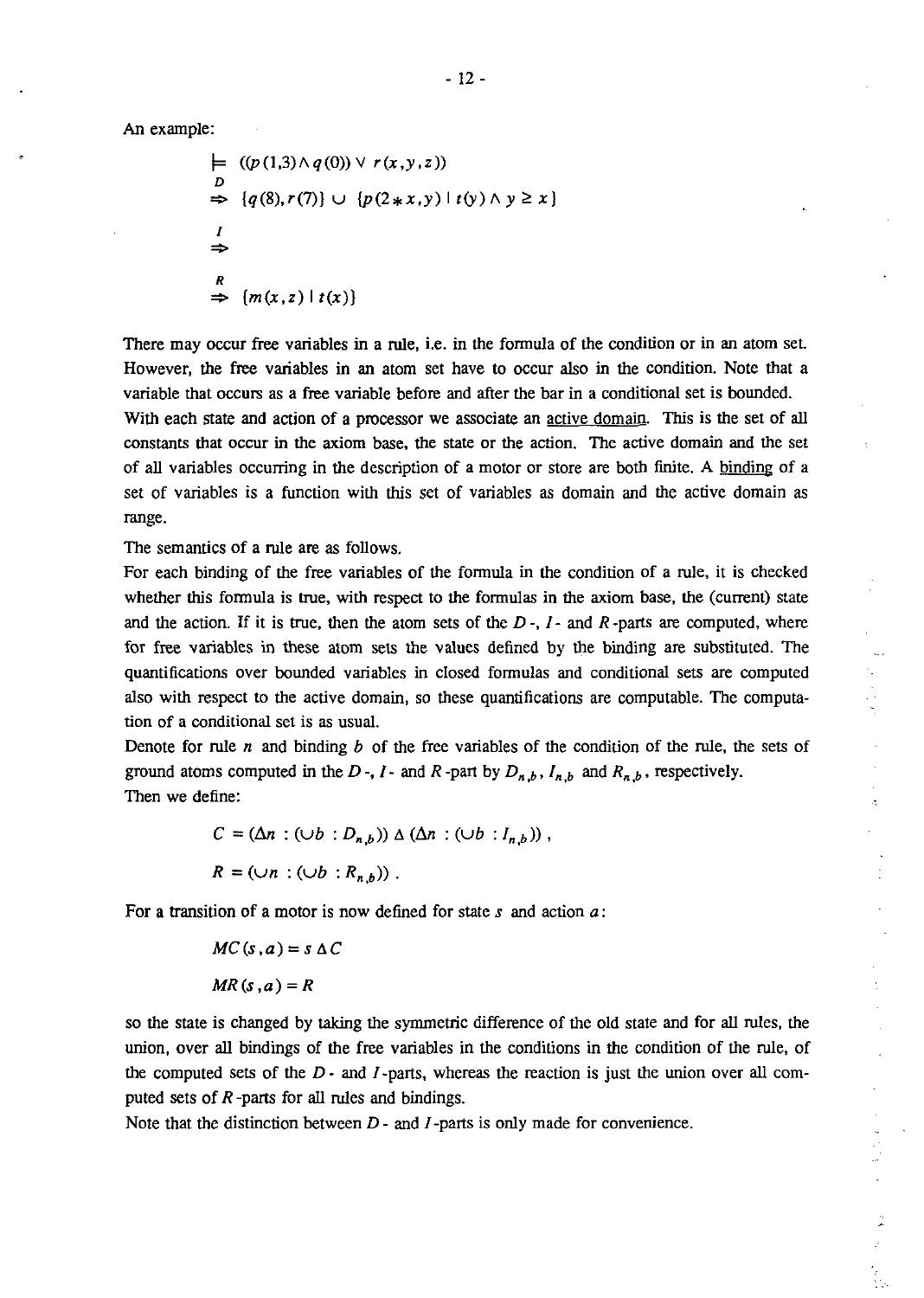An example:

$$
\begin{array}{l}
\models \; ((p(1,3) \wedge q(0)) \vee r(x,y,z)) \\
\overset{D}{\Rightarrow} \; \{q(8), r(7)\} \cup \{p(2 * x, y) \mid t(y) \wedge y \geq x\} \\
\overset{I}{\Rightarrow} \\
\overset{R}{\Rightarrow} \; \{m(x,z) \mid t(x)\}
\end{array}
$$

There may occur free variables in a rule, i.e. in the formula of the condition or in an atom set. However, the free variables in an atom set have to occur also in the condition. Note that a variable that occurs as a free variable before and after the bar in a conditional set is bounded.

With each state and action of a processor we associate an active domain. This is the set of all constants that occur in the axiom base, the state or the action. The active domain and the set of all variables occurring in the description of a motor or store are both finite. A binding of a set of variables is a function with this set of variables as domain and the active domain as range.

The semantics of a rule are as follows.

For each binding of the free variables of the formula in the condition of a rule, it is checked whether this formula is true, with respect to the formulas in the axiom base, the (current) state and the action. If it is true, then the atom sets of the $D$-, $I$- and $R$-parts are computed, where for free variables in these atom sets the values defined by the binding are substituted. The quantifications over bounded variables in closed formulas and conditional sets are computed also with respect to the active domain, so these quantifications are computable. The computation of a conditional set is as usual.

Denote for rule $n$ and binding $b$ of the free variables of the condition of the rule, the sets of ground atoms computed in the $D$-, $I$- and $R$-part by $D_{n,b}$, $I_{n,b}$ and $R_{n,b}$, respectively.

Then we define:

$$C = (\Delta n : (\cup b : D_{n,b})) \, \Delta \, (\Delta n : (\cup b : I_{n,b})) \, ,$$

$$R = (\cup n : (\cup b : R_{n,b})) \, .$$

For a transition of a motor is now defined for state $s$ and action $a$:

$$MC(s,a) = s \, \Delta \, C$$

$$MR(s,a) = R$$

so the state is changed by taking the symmetric difference of the old state and for all rules, the union, over all bindings of the free variables in the conditions in the condition of the rule, of the computed sets of the $D$- and $I$-parts, whereas the reaction is just the union over all computed sets of $R$-parts for all rules and bindings.

Note that the distinction between $D$- and $I$-parts is only made for convenience.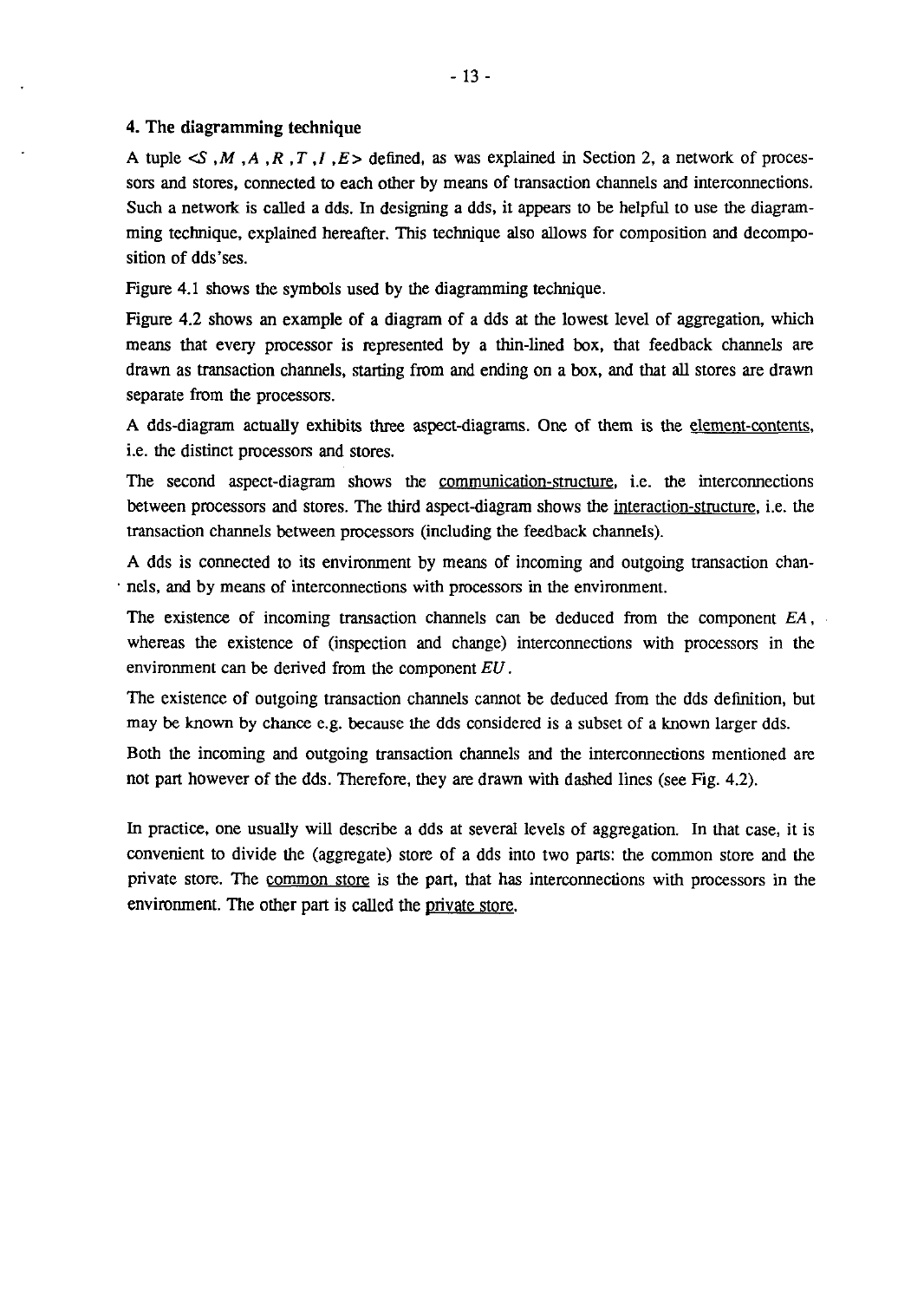## 4. The diagramming technique

A tuple $<S, M, A, R, T, I, E>$ defined, as was explained in Section 2, a network of processors and stores, connected to each other by means of transaction channels and interconnections. Such a network is called a dds. In designing a dds, it appears to be helpful to use the diagramming technique, explained hereafter. This technique also allows for composition and decomposition of dds'ses.

Figure 4.1 shows the symbols used by the diagramming technique.

Figure 4.2 shows an example of a diagram of a dds at the lowest level of aggregation, which means that every processor is represented by a thin-lined box, that feedback channels are drawn as transaction channels, starting from and ending on a box, and that all stores are drawn separate from the processors.

A dds-diagram actually exhibits three aspect-diagrams. One of them is the element-contents, i.e. the distinct processors and stores.

The second aspect-diagram shows the communication-structure, i.e. the interconnections between processors and stores. The third aspect-diagram shows the interaction-structure, i.e. the transaction channels between processors (including the feedback channels).

A dds is connected to its environment by means of incoming and outgoing transaction channels, and by means of interconnections with processors in the environment.

The existence of incoming transaction channels can be deduced from the component $EA$, whereas the existence of (inspection and change) interconnections with processors in the environment can be derived from the component $EU$.

The existence of outgoing transaction channels cannot be deduced from the dds definition, but may be known by chance e.g. because the dds considered is a subset of a known larger dds.

Both the incoming and outgoing transaction channels and the interconnections mentioned are not part however of the dds. Therefore, they are drawn with dashed lines (see Fig. 4.2).

In practice, one usually will describe a dds at several levels of aggregation. In that case, it is convenient to divide the (aggregate) store of a dds into two parts: the common store and the private store. The common store is the part, that has interconnections with processors in the environment. The other part is called the private store.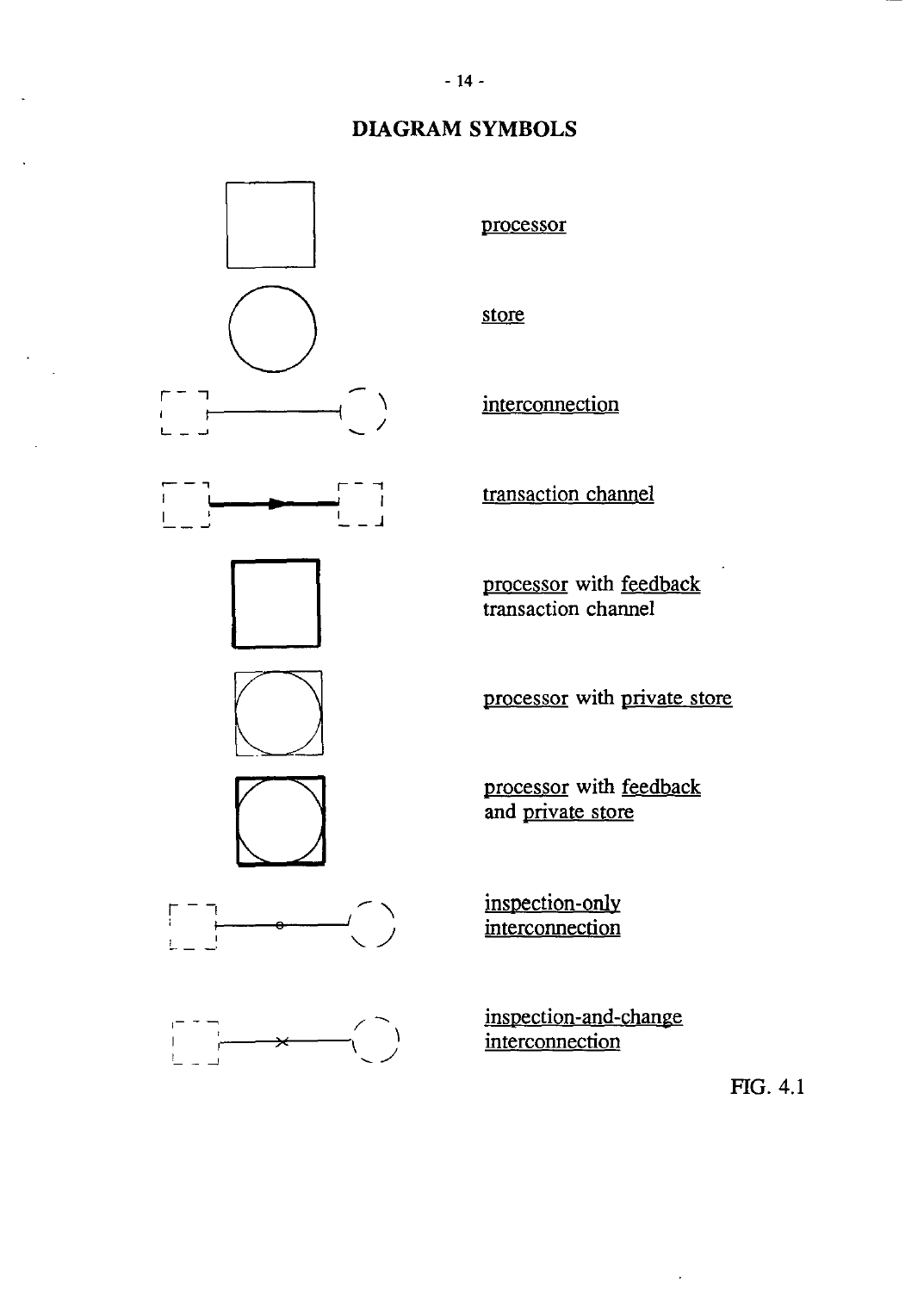## DIAGRAM SYMBOLS

processor

store

interconnection

transaction channel

processor with feedback transaction channel

processor with private store

processor with feedback and private store

inspection-only interconnection

inspection-and-change interconnection

FIG. 4.1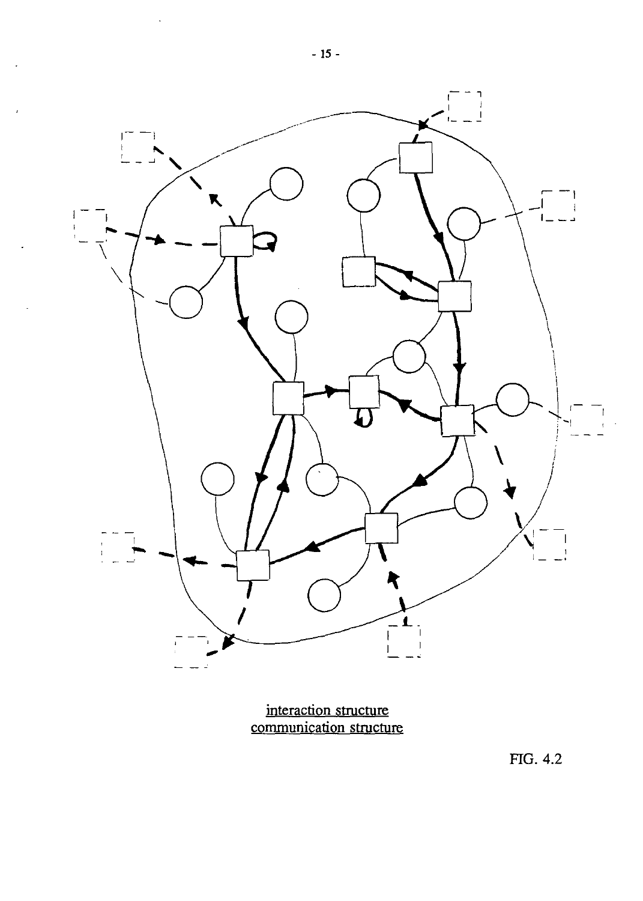interaction structure
communication structure

FIG. 4.2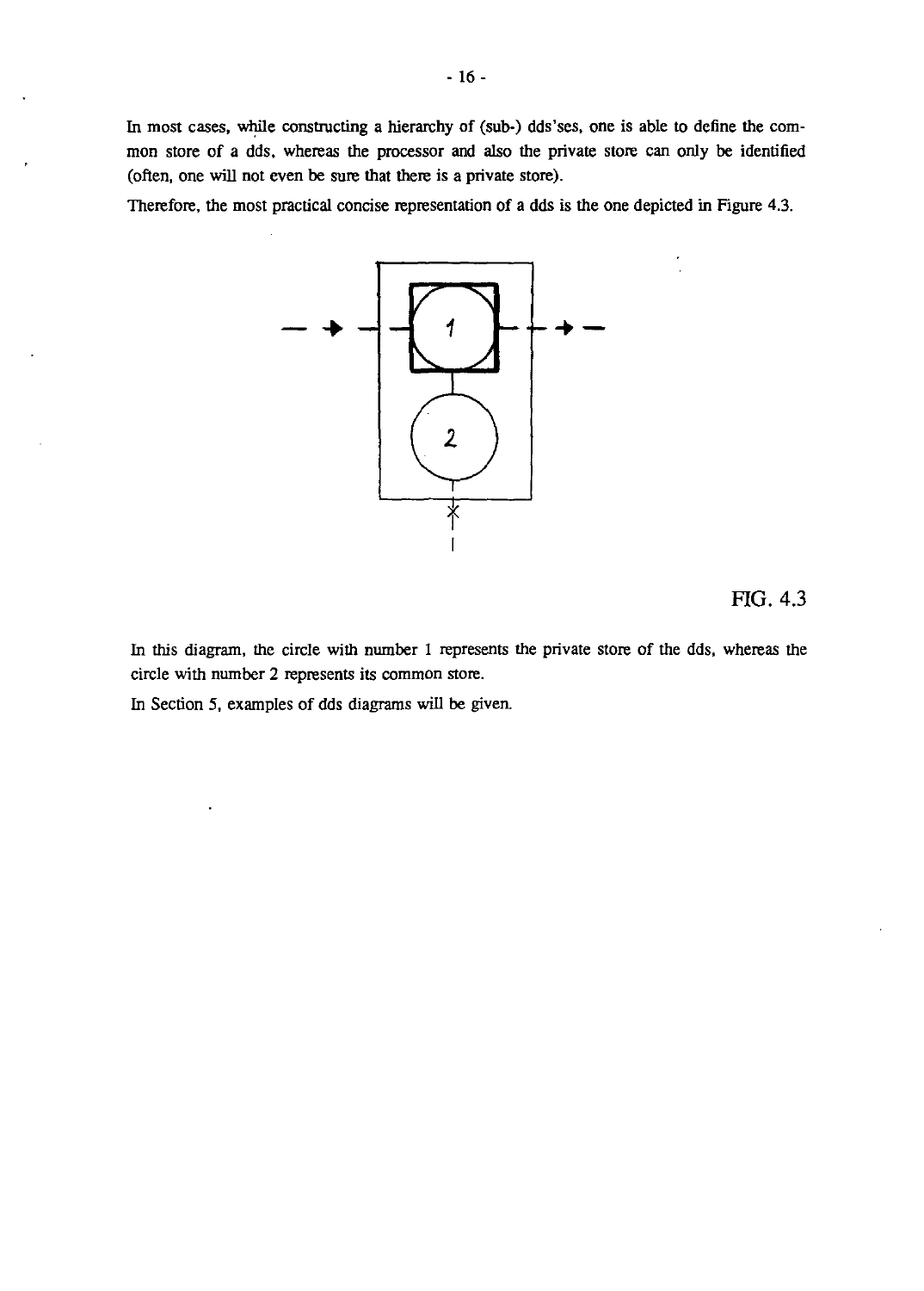In most cases, while constructing a hierarchy of (sub-) dds'ses, one is able to define the common store of a dds, whereas the processor and also the private store can only be identified (often, one will not even be sure that there is a private store).

Therefore, the most practical concise representation of a dds is the one depicted in Figure 4.3.

FIG. 4.3

In this diagram, the circle with number 1 represents the private store of the dds, whereas the circle with number 2 represents its common store.

In Section 5, examples of dds diagrams will be given.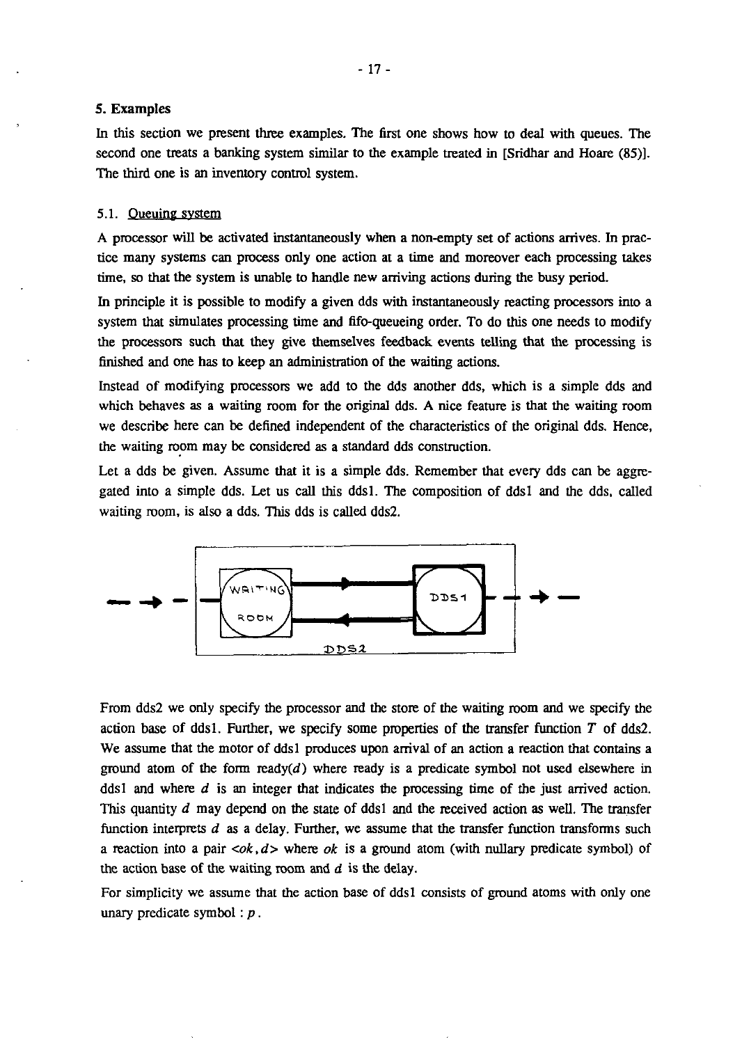## 5. Examples

In this section we present three examples. The first one shows how to deal with queues. The second one treats a banking system similar to the example treated in [Sridhar and Hoare (85)]. The third one is an inventory control system.

### 5.1. Queuing system

A processor will be activated instantaneously when a non-empty set of actions arrives. In practice many systems can process only one action at a time and moreover each processing takes time, so that the system is unable to handle new arriving actions during the busy period.

In principle it is possible to modify a given dds with instantaneously reacting processors into a system that simulates processing time and fifo-queueing order. To do this one needs to modify the processors such that they give themselves feedback events telling that the processing is finished and one has to keep an administration of the waiting actions.

Instead of modifying processors we add to the dds another dds, which is a simple dds and which behaves as a waiting room for the original dds. A nice feature is that the waiting room we describe here can be defined independent of the characteristics of the original dds. Hence, the waiting room may be considered as a standard dds construction.

Let a dds be given. Assume that it is a simple dds. Remember that every dds can be aggregated into a simple dds. Let us call this dds1. The composition of dds1 and the dds, called waiting room, is also a dds. This dds is called dds2.

From dds2 we only specify the processor and the store of the waiting room and we specify the action base of dds1. Further, we specify some properties of the transfer function $T$ of dds2. We assume that the motor of dds1 produces upon arrival of an action a reaction that contains a ground atom of the form ready($d$) where ready is a predicate symbol not used elsewhere in dds1 and where $d$ is an integer that indicates the processing time of the just arrived action. This quantity $d$ may depend on the state of dds1 and the received action as well. The transfer function interprets $d$ as a delay. Further, we assume that the transfer function transforms such a reaction into a pair $<ok, d>$ where $ok$ is a ground atom (with nullary predicate symbol) of the action base of the waiting room and $d$ is the delay.

For simplicity we assume that the action base of dds1 consists of ground atoms with only one unary predicate symbol : $p$.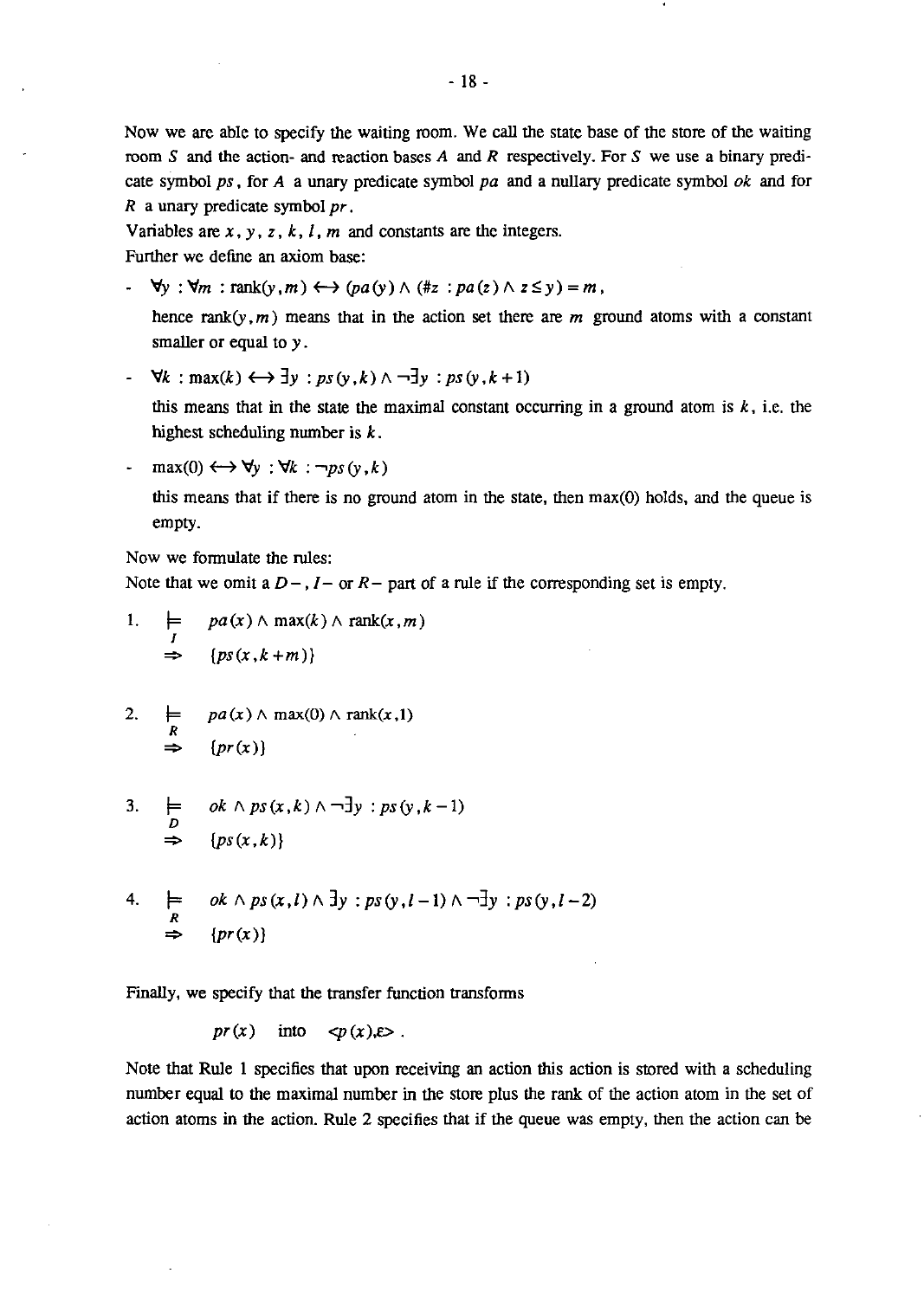Now we are able to specify the waiting room. We call the state base of the store of the waiting room $S$ and the action- and reaction bases $A$ and $R$ respectively. For $S$ we use a binary predicate symbol $ps$, for $A$ a unary predicate symbol $pa$ and a nullary predicate symbol $ok$ and for $R$ a unary predicate symbol $pr$.

Variables are $x$, $y$, $z$, $k$, $l$, $m$ and constants are the integers.

Further we define an axiom base:

- $\forall y : \forall m : \text{rank}(y,m) \longleftrightarrow (pa(y)) \wedge (\#z : pa(z) \wedge z \leq y) = m$,

  hence $\text{rank}(y,m)$ means that in the action set there are $m$ ground atoms with a constant smaller or equal to $y$.

- $\forall k : \max(k) \longleftrightarrow \exists y : ps(y,k) \wedge \neg\exists y : ps(y,k+1)$

  this means that in the state the maximal constant occurring in a ground atom is $k$, i.e. the highest scheduling number is $k$.

- $\max(0) \longleftrightarrow \forall y : \forall k : \neg ps(y,k)$

  this means that if there is no ground atom in the state, then $\max(0)$ holds, and the queue is empty.

Now we formulate the rules:

Note that we omit a $D-$, $I-$ or $R-$ part of a rule if the corresponding set is empty.

1. $\models_I \quad pa(x) \wedge \max(k) \wedge \text{rank}(x,m)$

   $\Rightarrow \quad \{ps(x,k+m)\}$

2. $\models_R \quad pa(x) \wedge \max(0) \wedge \text{rank}(x,1)$

   $\Rightarrow \quad \{pr(x)\}$

3. $\models_D \quad ok \wedge ps(x,k) \wedge \neg\exists y : ps(y,k-1)$

   $\Rightarrow \quad \{ps(x,k)\}$

4. $\models_R \quad ok \wedge ps(x,l) \wedge \exists y : ps(y,l-1) \wedge \neg\exists y : ps(y,l-2)$

   $\Rightarrow \quad \{pr(x)\}$

Finally, we specify that the transfer function transforms

$$pr(x) \quad \text{into} \quad \langle p(x), \varepsilon \rangle .$$

Note that Rule 1 specifies that upon receiving an action this action is stored with a scheduling number equal to the maximal number in the store plus the rank of the action atom in the set of action atoms in the action. Rule 2 specifies that if the queue was empty, then the action can be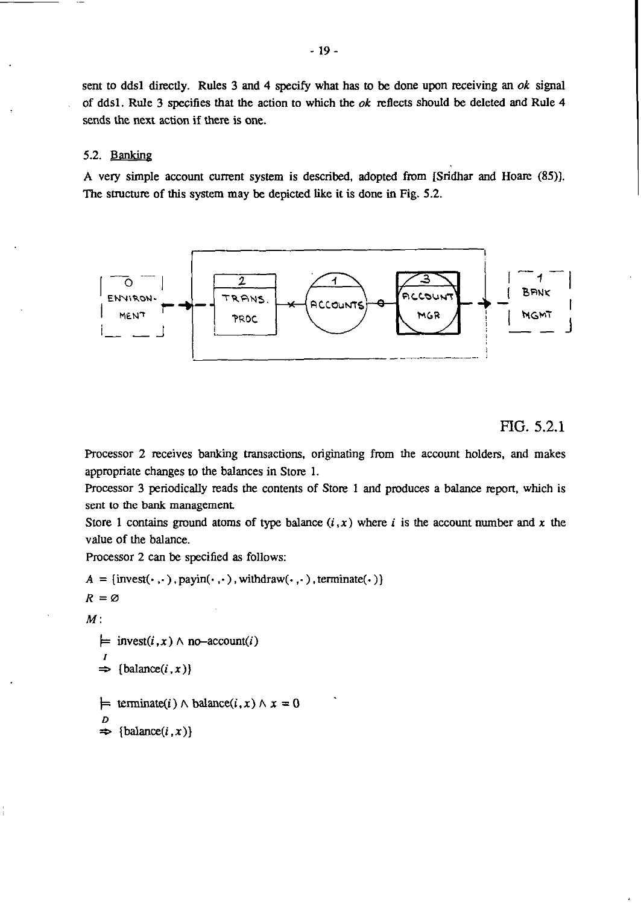sent to dds1 directly. Rules 3 and 4 specify what has to be done upon receiving an *ok* signal of dds1. Rule 3 specifies that the action to which the *ok* reflects should be deleted and Rule 4 sends the next action if there is one.

## 5.2. Banking

A very simple account current system is described, adopted from [Sridhar and Hoare (85)]. The structure of this system may be depicted like it is done in Fig. 5.2.

FIG. 5.2.1

Processor 2 receives banking transactions, originating from the account holders, and makes appropriate changes to the balances in Store 1.

Processor 3 periodically reads the contents of Store 1 and produces a balance report, which is sent to the bank management.

Store 1 contains ground atoms of type balance $(i, x)$ where $i$ is the account number and $x$ the value of the balance.

Processor 2 can be specified as follows:

$A = \{\text{invest}(\cdot,\cdot), \text{payin}(\cdot,\cdot), \text{withdraw}(\cdot,\cdot), \text{terminate}(\cdot)\}$

$R = \varnothing$

$M$:

$$\models \text{invest}(i,x) \wedge \text{no–account}(i) \overset{I}{\Rightarrow} \{\text{balance}(i,x)\}$$

$$\models \text{terminate}(i) \wedge \text{balance}(i,x) \wedge x = 0 \overset{D}{\Rightarrow} \{\text{balance}(i,x)\}$$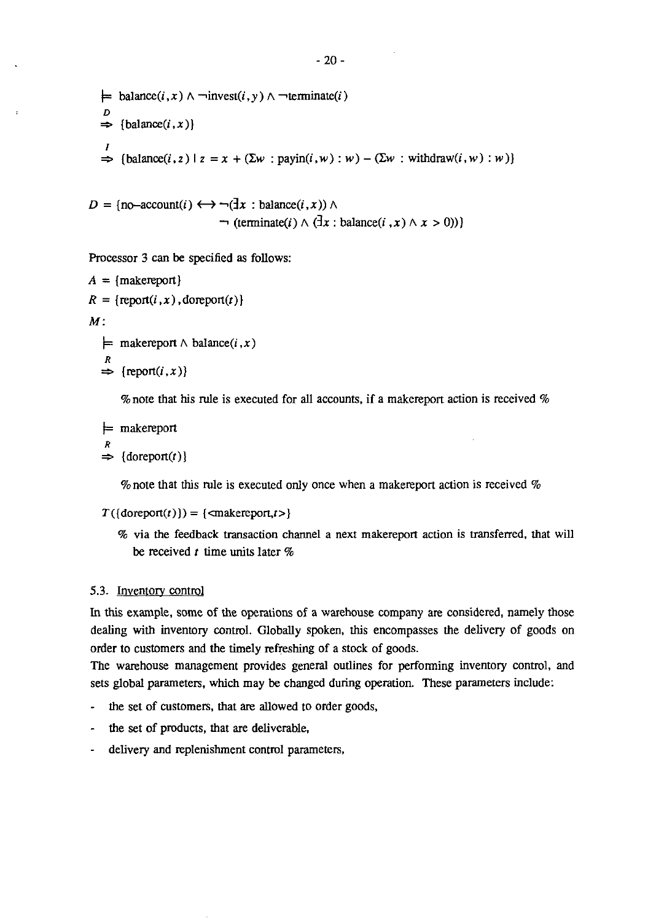$\models$ balance$(i,x) \wedge \neg$invest$(i,y) \wedge \neg$terminate$(i)$

$\overset{D}{\Rightarrow}$ {balance$(i,x)$}

$\overset{I}{\Rightarrow}$ {balance$(i,z) \mid z = x + (\Sigma w$ : payin$(i,w) : w) - (\Sigma w$ : withdraw$(i,w) : w)$}

$D$ = {no–account$(i) \leftrightarrow \neg(\exists x$ : balance$(i,x)) \wedge$
$\neg$ (terminate$(i) \wedge (\exists x$ : balance$(i,x) \wedge x > 0)$)}

Processor 3 can be specified as follows:

$A$ = {makereport}

$R$ = {report$(i,x)$, doreport$(t)$}

$M$:

$\models$ makereport $\wedge$ balance$(i,x)$

$\overset{R}{\Rightarrow}$ {report$(i,x)$}

% note that his rule is executed for all accounts, if a makereport action is received %

$\models$ makereport

$\overset{R}{\Rightarrow}$ {doreport$(t)$}

% note that this rule is executed only once when a makereport action is received %

$T$({doreport$(t)$}) = {<makereport,$t$>}

% via the feedback transaction channel a next makereport action is transferred, that will be received $t$ time units later %

### 5.3. Inventory control

In this example, some of the operations of a warehouse company are considered, namely those dealing with inventory control. Globally spoken, this encompasses the delivery of goods on order to customers and the timely refreshing of a stock of goods.
The warehouse management provides general outlines for performing inventory control, and sets global parameters, which may be changed during operation. These parameters include:

- the set of customers, that are allowed to order goods,
- the set of products, that are deliverable,
- delivery and replenishment control parameters,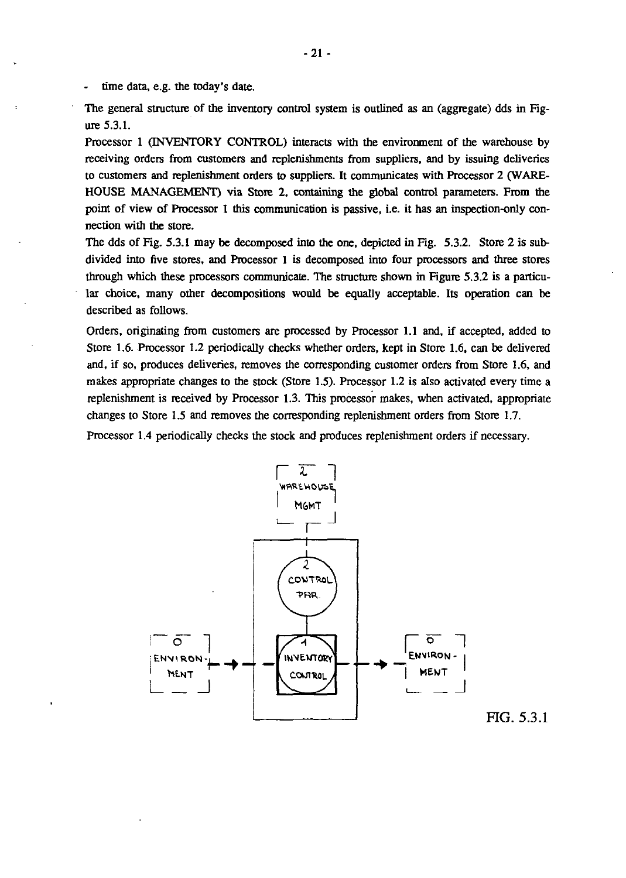- time data, e.g. the today's date.

The general structure of the inventory control system is outlined as an (aggregate) dds in Figure 5.3.1.

Processor 1 (INVENTORY CONTROL) interacts with the environment of the warehouse by receiving orders from customers and replenishments from suppliers, and by issuing deliveries to customers and replenishment orders to suppliers. It communicates with Processor 2 (WAREHOUSE MANAGEMENT) via Store 2, containing the global control parameters. From the point of view of Processor 1 this communication is passive, i.e. it has an inspection-only connection with the store.

The dds of Fig. 5.3.1 may be decomposed into the one, depicted in Fig. 5.3.2. Store 2 is subdivided into five stores, and Processor 1 is decomposed into four processors and three stores through which these processors communicate. The structure shown in Figure 5.3.2 is a particular choice, many other decompositions would be equally acceptable. Its operation can be described as follows.

Orders, originating from customers are processed by Processor 1.1 and, if accepted, added to Store 1.6. Processor 1.2 periodically checks whether orders, kept in Store 1.6, can be delivered and, if so, produces deliveries, removes the corresponding customer orders from Store 1.6, and makes appropriate changes to the stock (Store 1.5). Processor 1.2 is also activated every time a replenishment is received by Processor 1.3. This processor makes, when activated, appropriate changes to Store 1.5 and removes the corresponding replenishment orders from Store 1.7.

Processor 1.4 periodically checks the stock and produces replenishment orders if necessary.

FIG. 5.3.1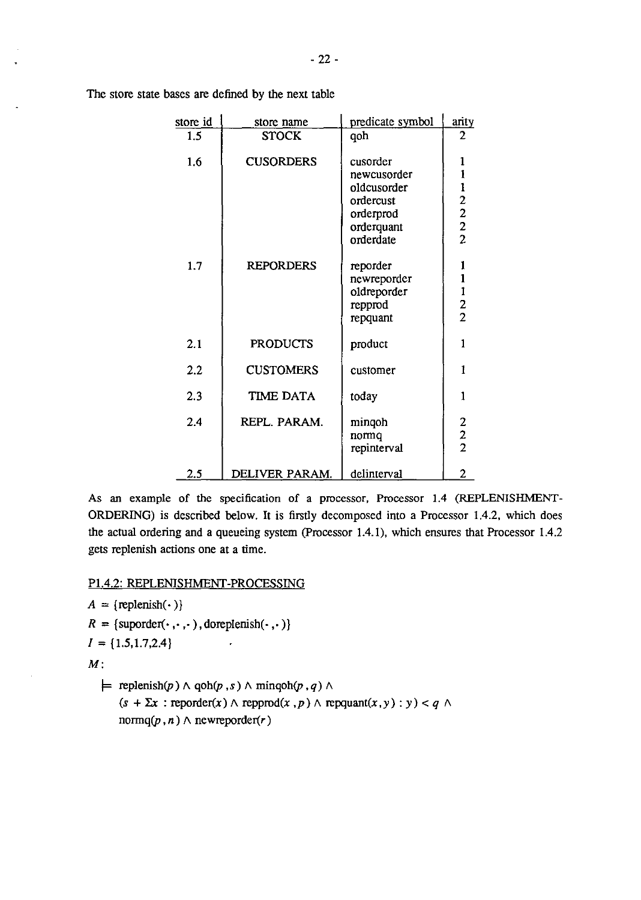The store state bases are defined by the next table

| store id | store name | predicate symbol | arity |
|---|---|---|---|
| 1.5 | STOCK | qoh | 2 |
| 1.6 | CUSORDERS | cusorder | 1 |
| | | newcusorder | 1 |
| | | oldcusorder | 1 |
| | | ordercust | 2 |
| | | orderprod | 2 |
| | | orderquant | 2 |
| | | orderdate | 2 |
| 1.7 | REPORDERS | reporder | 1 |
| | | newreporder | 1 |
| | | oldreporder | 1 |
| | | repprod | 2 |
| | | repquant | 2 |
| 2.1 | PRODUCTS | product | 1 |
| 2.2 | CUSTOMERS | customer | 1 |
| 2.3 | TIME DATA | today | 1 |
| 2.4 | REPL. PARAM. | minqoh | 2 |
| | | normq | 2 |
| | | repinterval | 2 |
| 2.5 | DELIVER PARAM. | delinterval | 2 |

As an example of the specification of a processor, Processor 1.4 (REPLENISHMENT-ORDERING) is described below. It is firstly decomposed into a Processor 1.4.2, which does the actual ordering and a queueing system (Processor 1.4.1), which ensures that Processor 1.4.2 gets replenish actions one at a time.

P1.4.2: REPLENISHMENT-PROCESSING

$A = \{\text{replenish}(\cdot)\}$

$R = \{\text{suporder}(\cdot,\cdot,\cdot), \text{doreplenish}(\cdot,\cdot)\}$

$I = \{1.5, 1.7, 2.4\}$

$M$:

$$\models \text{replenish}(p) \wedge \text{qoh}(p,s) \wedge \text{minqoh}(p,q) \wedge$$
$$(s + \Sigma x : \text{reporder}(x) \wedge \text{repprod}(x,p) \wedge \text{repquant}(x,y) : y) < q \wedge$$
$$\text{normq}(p,n) \wedge \text{newreporder}(r)$$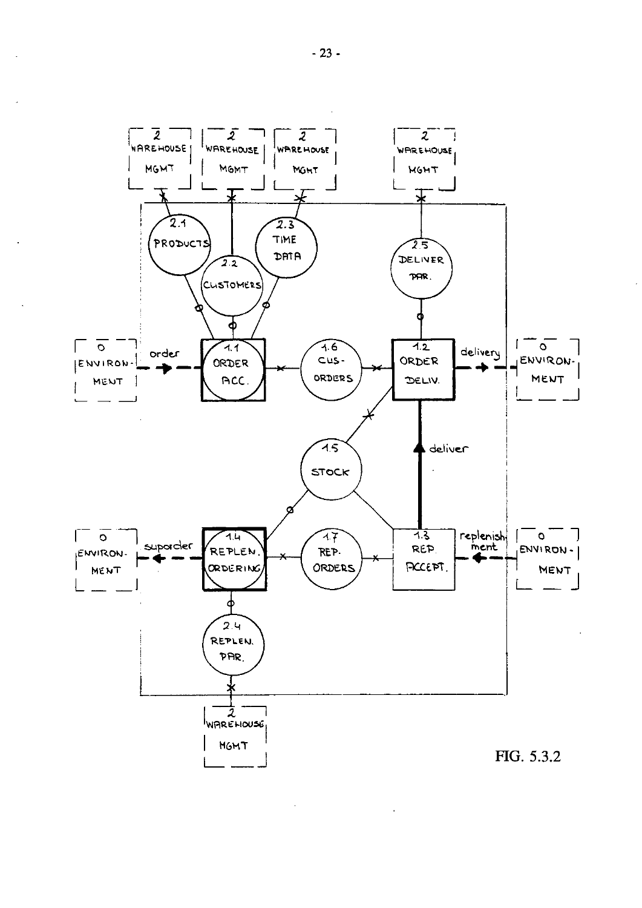FIG. 5.3.2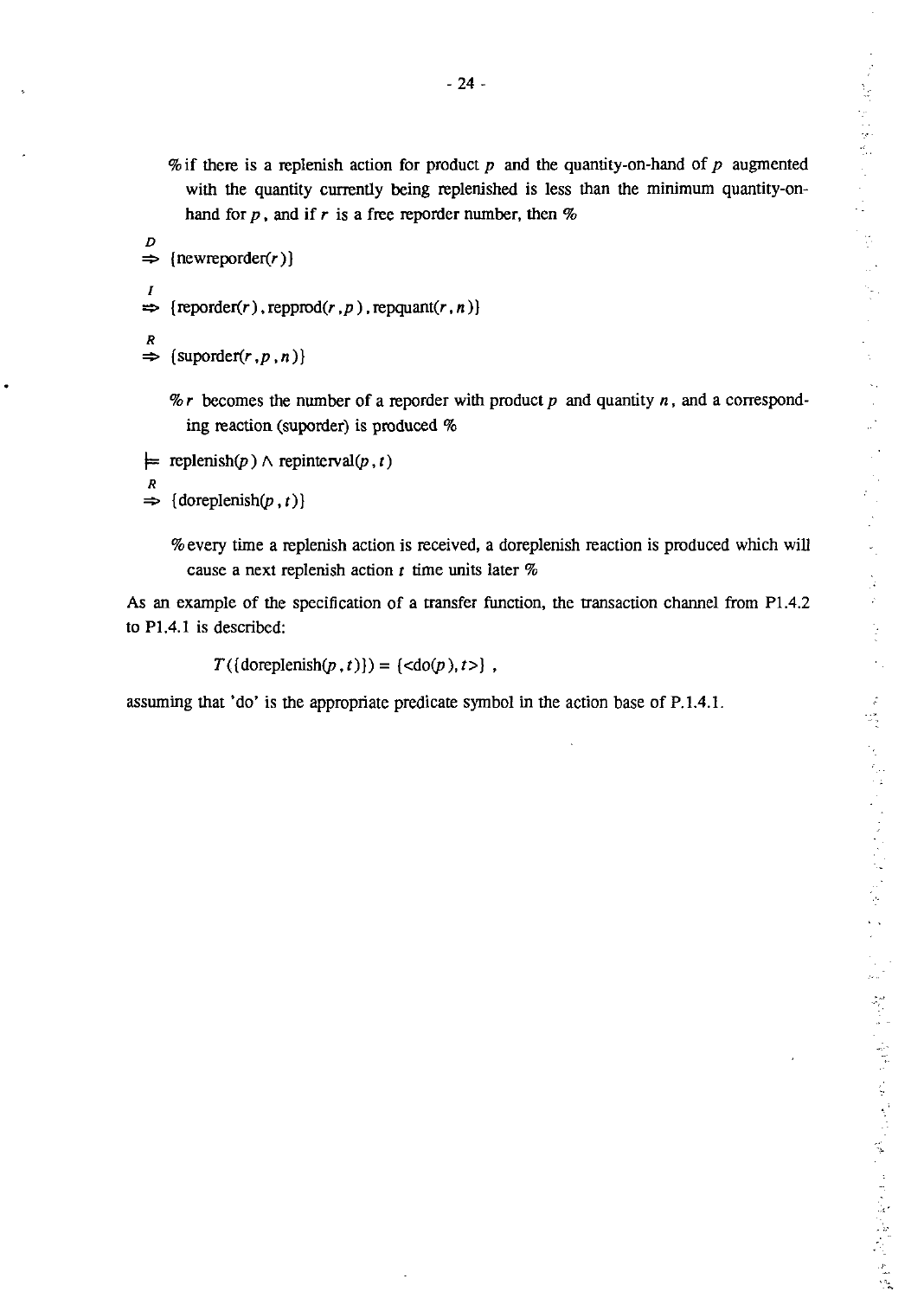%if there is a replenish action for product $p$ and the quantity-on-hand of $p$ augmented with the quantity currently being replenished is less than the minimum quantity-on-hand for $p$, and if $r$ is a free reporder number, then %

$$\overset{D}{\Rightarrow} \{\text{newreporder}(r)\}$$

$$\overset{I}{\Rightarrow} \{\text{reporder}(r), \text{repprod}(r, p), \text{repquant}(r, n)\}$$

$$\overset{R}{\Rightarrow} \{\text{suporder}(r, p, n)\}$$

%$r$ becomes the number of a reporder with product $p$ and quantity $n$, and a corresponding reaction (suporder) is produced %

$$\models \text{replenish}(p) \wedge \text{repinterval}(p, t)$$

$$\overset{R}{\Rightarrow} \{\text{doreplenish}(p, t)\}$$

%every time a replenish action is received, a doreplenish reaction is produced which will cause a next replenish action $t$ time units later %

As an example of the specification of a transfer function, the transaction channel from P1.4.2 to P1.4.1 is described:

$$T(\{\text{doreplenish}(p, t)\}) = \{<\text{do}(p), t>\} \ ,$$

assuming that 'do' is the appropriate predicate symbol in the action base of P.1.4.1.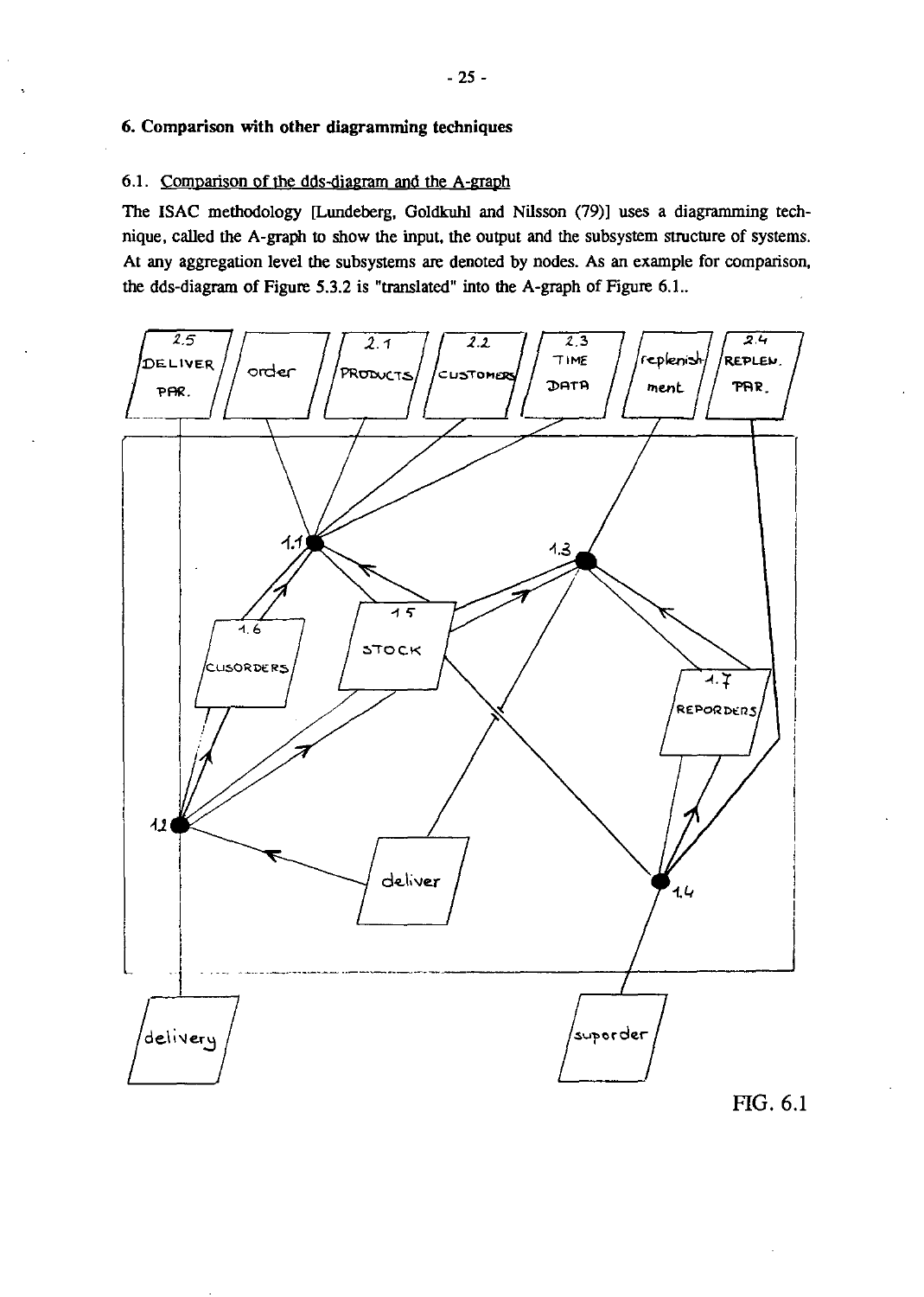# 6. Comparison with other diagramming techniques

## 6.1. Comparison of the dds-diagram and the A-graph

The ISAC methodology [Lundeberg, Goldkuhl and Nilsson (79)] uses a diagramming technique, called the A-graph to show the input, the output and the subsystem structure of systems. At any aggregation level the subsystems are denoted by nodes. As an example for comparison, the dds-diagram of Figure 5.3.2 is "translated" into the A-graph of Figure 6.1..

FIG. 6.1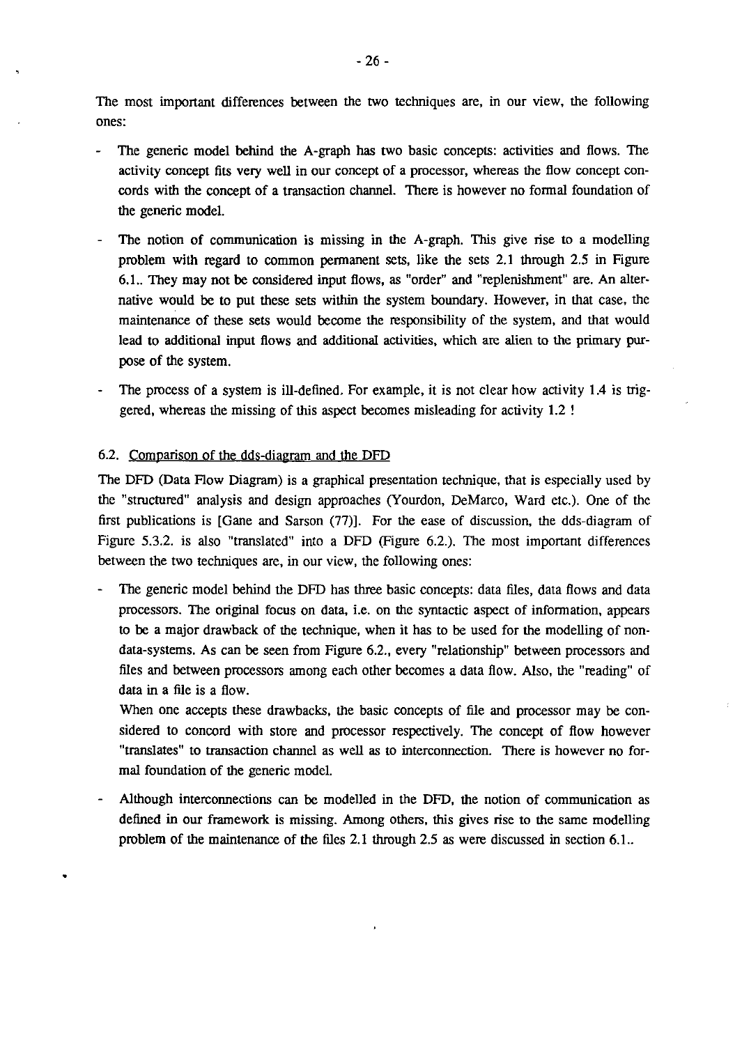The most important differences between the two techniques are, in our view, the following ones:

- The generic model behind the A-graph has two basic concepts: activities and flows. The activity concept fits very well in our concept of a processor, whereas the flow concept concords with the concept of a transaction channel. There is however no formal foundation of the generic model.
- The notion of communication is missing in the A-graph. This give rise to a modelling problem with regard to common permanent sets, like the sets 2.1 through 2.5 in Figure 6.1.. They may not be considered input flows, as "order" and "replenishment" are. An alternative would be to put these sets within the system boundary. However, in that case, the maintenance of these sets would become the responsibility of the system, and that would lead to additional input flows and additional activities, which are alien to the primary purpose of the system.
- The process of a system is ill-defined. For example, it is not clear how activity 1.4 is triggered, whereas the missing of this aspect becomes misleading for activity 1.2 !

## 6.2. Comparison of the dds-diagram and the DFD

The DFD (Data Flow Diagram) is a graphical presentation technique, that is especially used by the "structured" analysis and design approaches (Yourdon, DeMarco, Ward etc.). One of the first publications is [Gane and Sarson (77)]. For the ease of discussion, the dds-diagram of Figure 5.3.2. is also "translated" into a DFD (Figure 6.2.). The most important differences between the two techniques are, in our view, the following ones:

- The generic model behind the DFD has three basic concepts: data files, data flows and data processors. The original focus on data, i.e. on the syntactic aspect of information, appears to be a major drawback of the technique, when it has to be used for the modelling of non-data-systems. As can be seen from Figure 6.2., every "relationship" between processors and files and between processors among each other becomes a data flow. Also, the "reading" of data in a file is a flow.

  When one accepts these drawbacks, the basic concepts of file and processor may be considered to concord with store and processor respectively. The concept of flow however "translates" to transaction channel as well as to interconnection. There is however no formal foundation of the generic model.
- Although interconnections can be modelled in the DFD, the notion of communication as defined in our framework is missing. Among others, this gives rise to the same modelling problem of the maintenance of the files 2.1 through 2.5 as were discussed in section 6.1..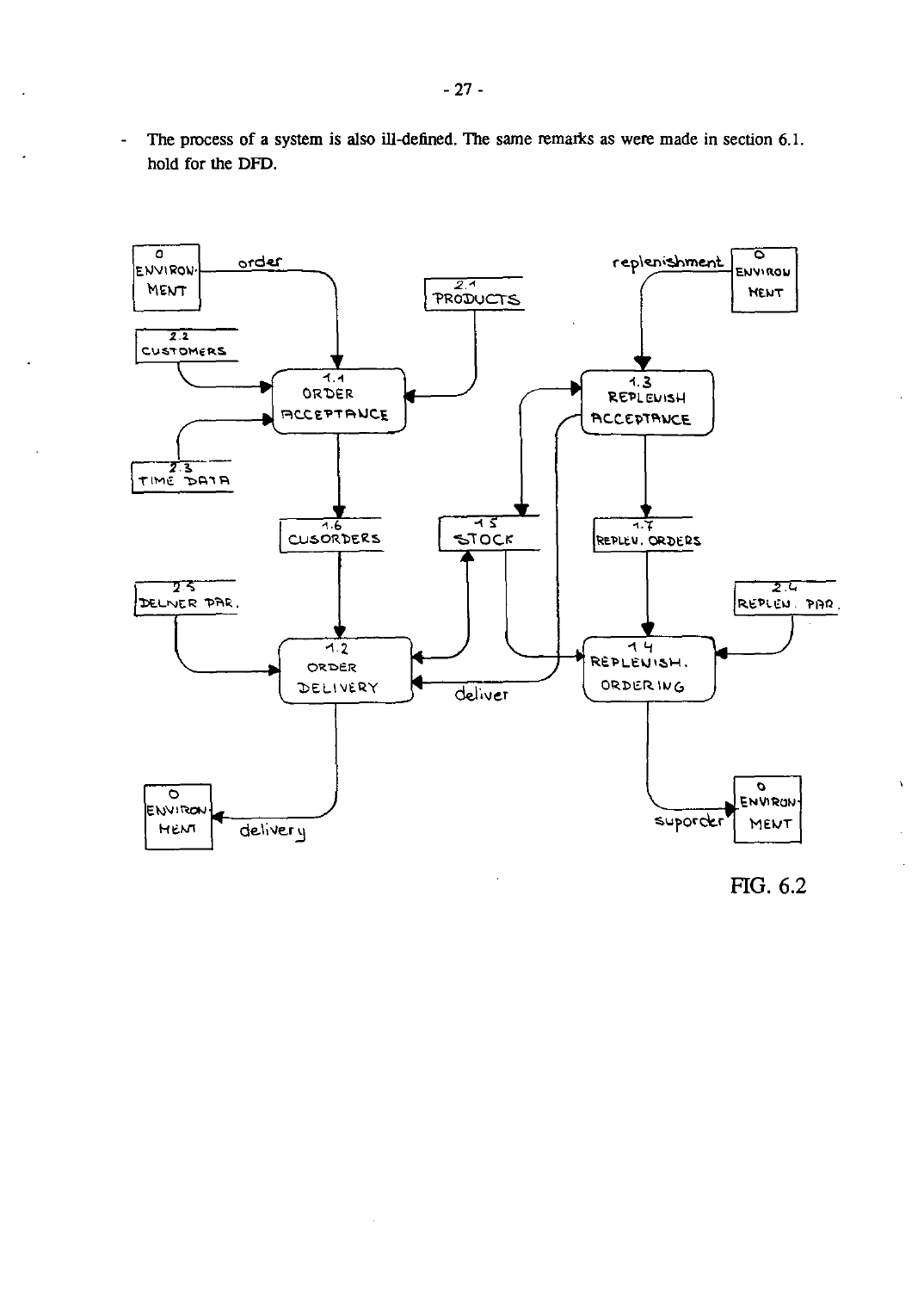- The process of a system is also ill-defined. The same remarks as were made in section 6.1. hold for the DFD.

FIG. 6.2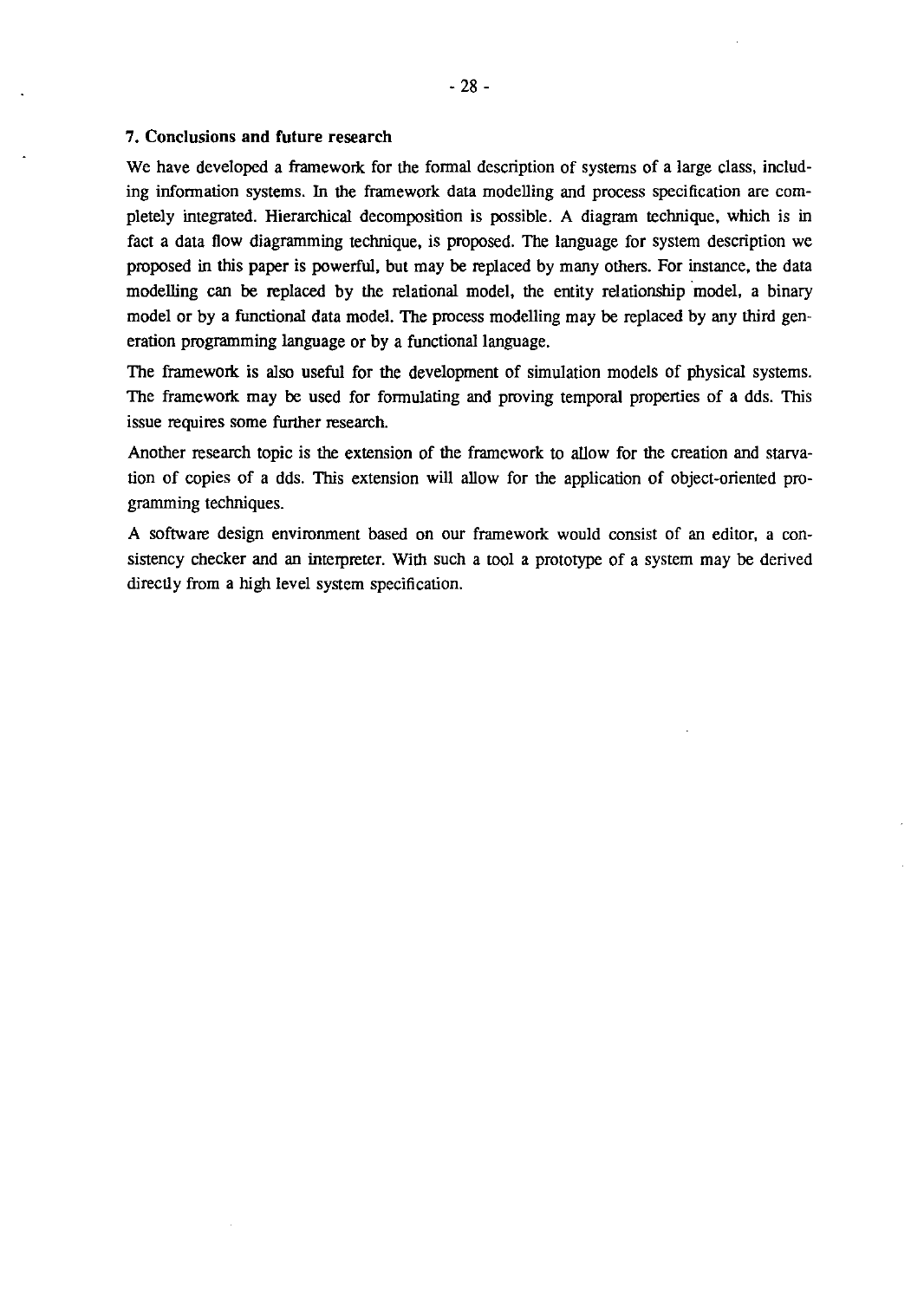## 7. Conclusions and future research

We have developed a framework for the formal description of systems of a large class, including information systems. In the framework data modelling and process specification are completely integrated. Hierarchical decomposition is possible. A diagram technique, which is in fact a data flow diagramming technique, is proposed. The language for system description we proposed in this paper is powerful, but may be replaced by many others. For instance, the data modelling can be replaced by the relational model, the entity relationship model, a binary model or by a functional data model. The process modelling may be replaced by any third generation programming language or by a functional language.

The framework is also useful for the development of simulation models of physical systems. The framework may be used for formulating and proving temporal properties of a dds. This issue requires some further research.

Another research topic is the extension of the framework to allow for the creation and starvation of copies of a dds. This extension will allow for the application of object-oriented programming techniques.

A software design environment based on our framework would consist of an editor, a consistency checker and an interpreter. With such a tool a prototype of a system may be derived directly from a high level system specification.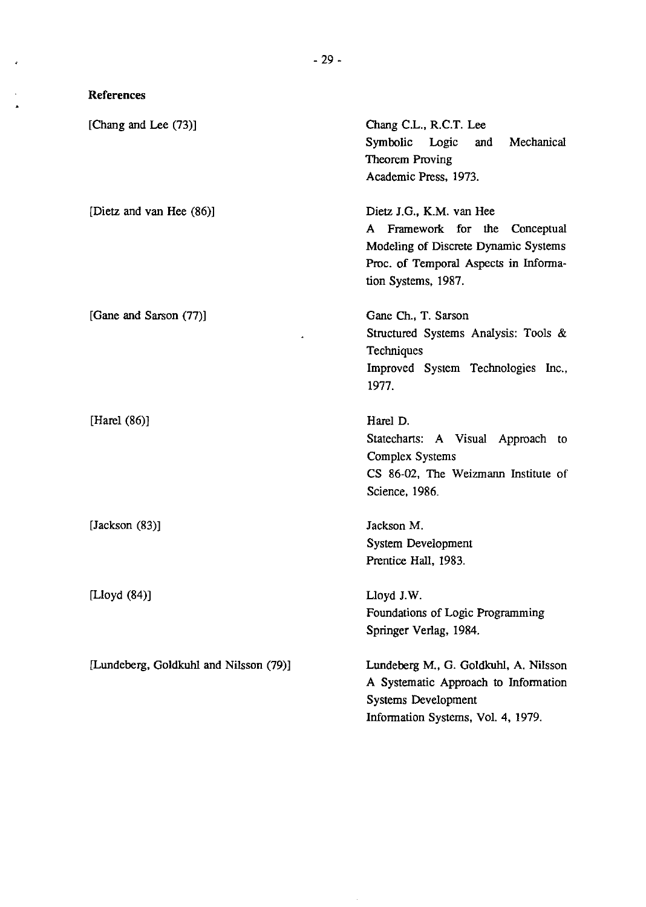**References**

| | |
|---|---|
| [Chang and Lee (73)] | Chang C.L., R.C.T. Lee<br>Symbolic Logic and Mechanical Theorem Proving<br>Academic Press, 1973. |
| [Dietz and van Hee (86)] | Dietz J.G., K.M. van Hee<br>A Framework for the Conceptual Modeling of Discrete Dynamic Systems<br>Proc. of Temporal Aspects in Information Systems, 1987. |
| [Gane and Sarson (77)] | Gane Ch., T. Sarson<br>Structured Systems Analysis: Tools & Techniques<br>Improved System Technologies Inc., 1977. |
| [Harel (86)] | Harel D.<br>Statecharts: A Visual Approach to Complex Systems<br>CS 86-02, The Weizmann Institute of Science, 1986. |
| [Jackson (83)] | Jackson M.<br>System Development<br>Prentice Hall, 1983. |
| [Lloyd (84)] | Lloyd J.W.<br>Foundations of Logic Programming<br>Springer Verlag, 1984. |
| [Lundeberg, Goldkuhl and Nilsson (79)] | Lundeberg M., G. Goldkuhl, A. Nilsson<br>A Systematic Approach to Information Systems Development<br>Information Systems, Vol. 4, 1979. |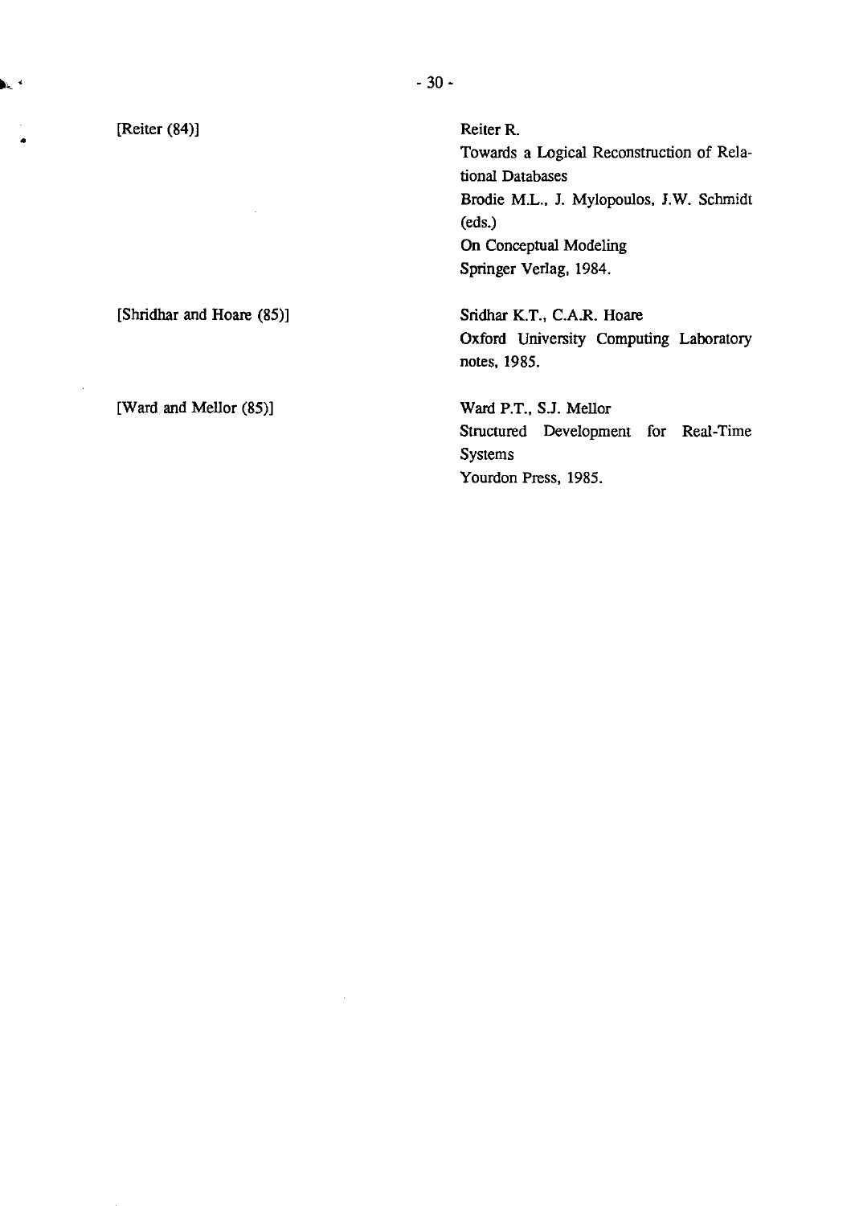[Reiter (84)]

Reiter R.
Towards a Logical Reconstruction of Relational Databases
Brodie M.L., J. Mylopoulos, J.W. Schmidt (eds.)
On Conceptual Modeling
Springer Verlag, 1984.

[Shridhar and Hoare (85)]

Sridhar K.T., C.A.R. Hoare
Oxford University Computing Laboratory notes, 1985.

[Ward and Mellor (85)]

Ward P.T., S.J. Mellor
Structured Development for Real-Time Systems
Yourdon Press, 1985.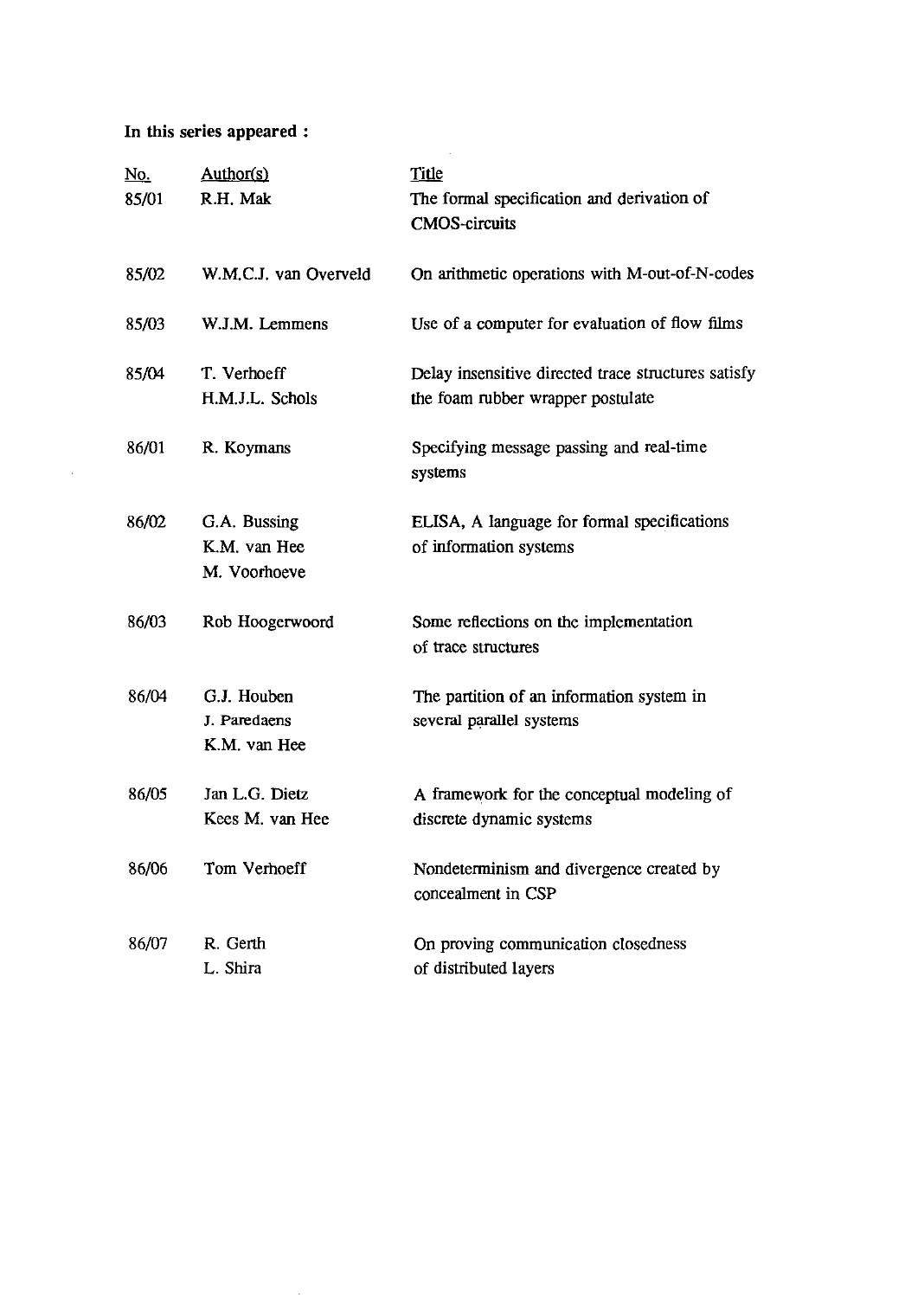**In this series appeared :**

| No. | Author(s) | Title |
|---|---|---|
| 85/01 | R.H. Mak | The formal specification and derivation of CMOS-circuits |
| 85/02 | W.M.C.J. van Overveld | On arithmetic operations with M-out-of-N-codes |
| 85/03 | W.J.M. Lemmens | Use of a computer for evaluation of flow films |
| 85/04 | T. Verhoeff<br>H.M.J.L. Schols | Delay insensitive directed trace structures satisfy the foam rubber wrapper postulate |
| 86/01 | R. Koymans | Specifying message passing and real-time systems |
| 86/02 | G.A. Bussing<br>K.M. van Hee<br>M. Voorhoeve | ELISA, A language for formal specifications of information systems |
| 86/03 | Rob Hoogerwoord | Some reflections on the implementation of trace structures |
| 86/04 | G.J. Houben<br>J. Paredaens<br>K.M. van Hee | The partition of an information system in several parallel systems |
| 86/05 | Jan L.G. Dietz<br>Kees M. van Hee | A framework for the conceptual modeling of discrete dynamic systems |
| 86/06 | Tom Verhoeff | Nondeterminism and divergence created by concealment in CSP |
| 86/07 | R. Gerth<br>L. Shira | On proving communication closedness of distributed layers |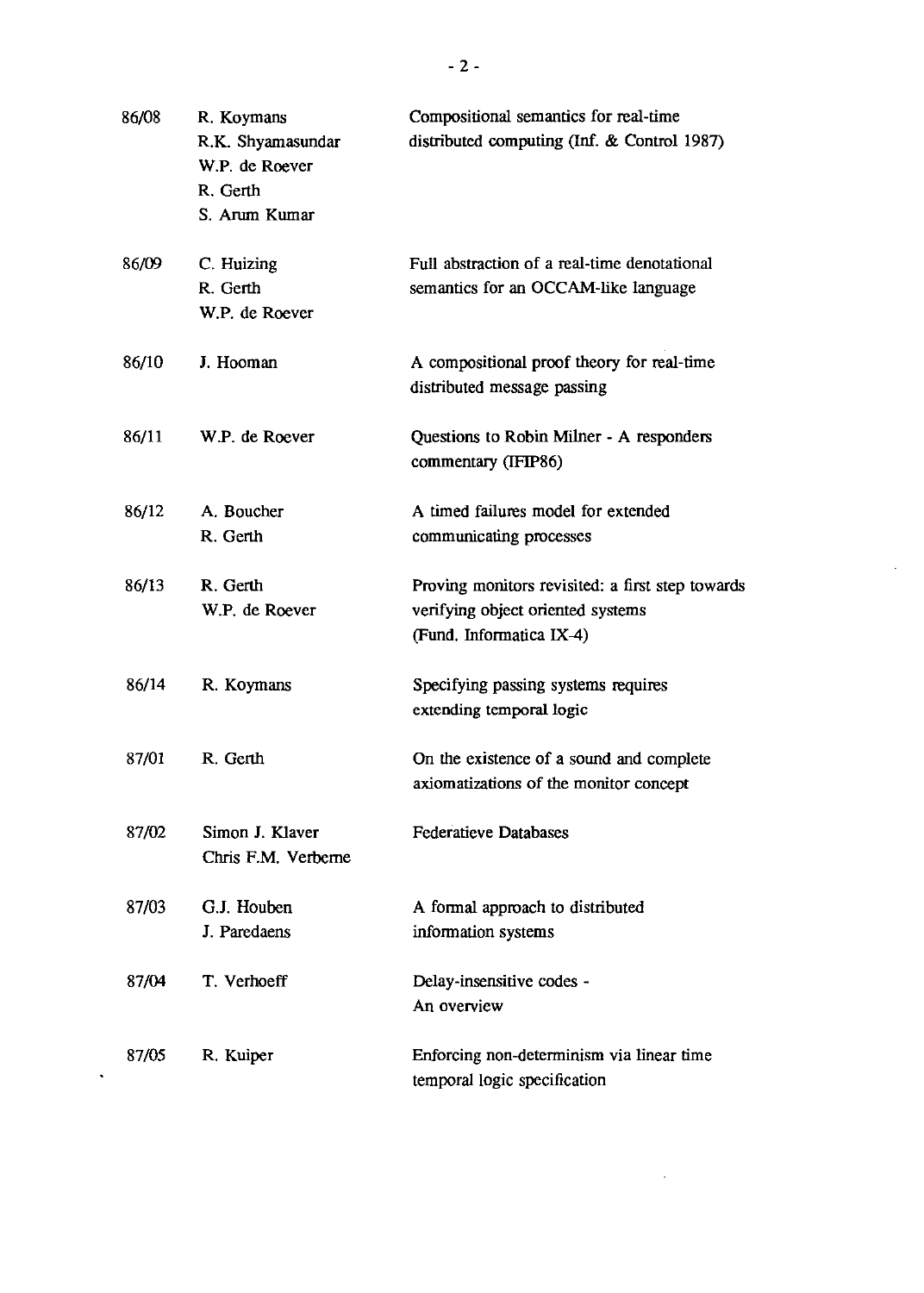| | | |
|---|---|---|
| 86/08 | R. Koymans<br>R.K. Shyamasundar<br>W.P. de Roever<br>R. Gerth<br>S. Arum Kumar | Compositional semantics for real-time distributed computing (Inf. & Control 1987) |
| 86/09 | C. Huizing<br>R. Gerth<br>W.P. de Roever | Full abstraction of a real-time denotational semantics for an OCCAM-like language |
| 86/10 | J. Hooman | A compositional proof theory for real-time distributed message passing |
| 86/11 | W.P. de Roever | Questions to Robin Milner - A responders commentary (IFIP86) |
| 86/12 | A. Boucher<br>R. Gerth | A timed failures model for extended communicating processes |
| 86/13 | R. Gerth<br>W.P. de Roever | Proving monitors revisited: a first step towards verifying object oriented systems (Fund. Informatica IX-4) |
| 86/14 | R. Koymans | Specifying passing systems requires extending temporal logic |
| 87/01 | R. Gerth | On the existence of a sound and complete axiomatizations of the monitor concept |
| 87/02 | Simon J. Klaver<br>Chris F.M. Verberne | Federatieve Databases |
| 87/03 | G.J. Houben<br>J. Paredaens | A formal approach to distributed information systems |
| 87/04 | T. Verhoeff | Delay-insensitive codes - An overview |
| 87/05 | R. Kuiper | Enforcing non-determinism via linear time temporal logic specification |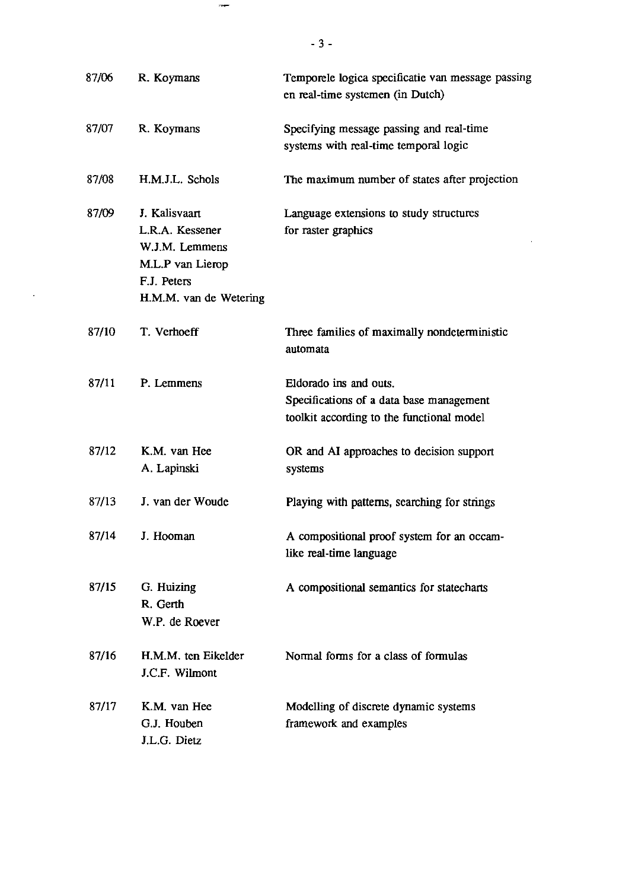| | | |
|---|---|---|
| 87/06 | R. Koymans | Temporele logica specificatie van message passing en real-time systemen (in Dutch) |
| 87/07 | R. Koymans | Specifying message passing and real-time systems with real-time temporal logic |
| 87/08 | H.M.J.L. Schols | The maximum number of states after projection |
| 87/09 | J. Kalisvaart<br>L.R.A. Kessener<br>W.J.M. Lemmens<br>M.L.P van Lierop<br>F.J. Peters<br>H.M.M. van de Wetering | Language extensions to study structures for raster graphics |
| 87/10 | T. Verhoeff | Three families of maximally nondeterministic automata |
| 87/11 | P. Lemmens | Eldorado ins and outs.<br>Specifications of a data base management toolkit according to the functional model |
| 87/12 | K.M. van Hee<br>A. Lapinski | OR and AI approaches to decision support systems |
| 87/13 | J. van der Woude | Playing with patterns, searching for strings |
| 87/14 | J. Hooman | A compositional proof system for an occam-like real-time language |
| 87/15 | G. Huizing<br>R. Gerth<br>W.P. de Roever | A compositional semantics for statecharts |
| 87/16 | H.M.M. ten Eikelder<br>J.C.F. Wilmont | Normal forms for a class of formulas |
| 87/17 | K.M. van Hee<br>G.J. Houben<br>J.L.G. Dietz | Modelling of discrete dynamic systems framework and examples |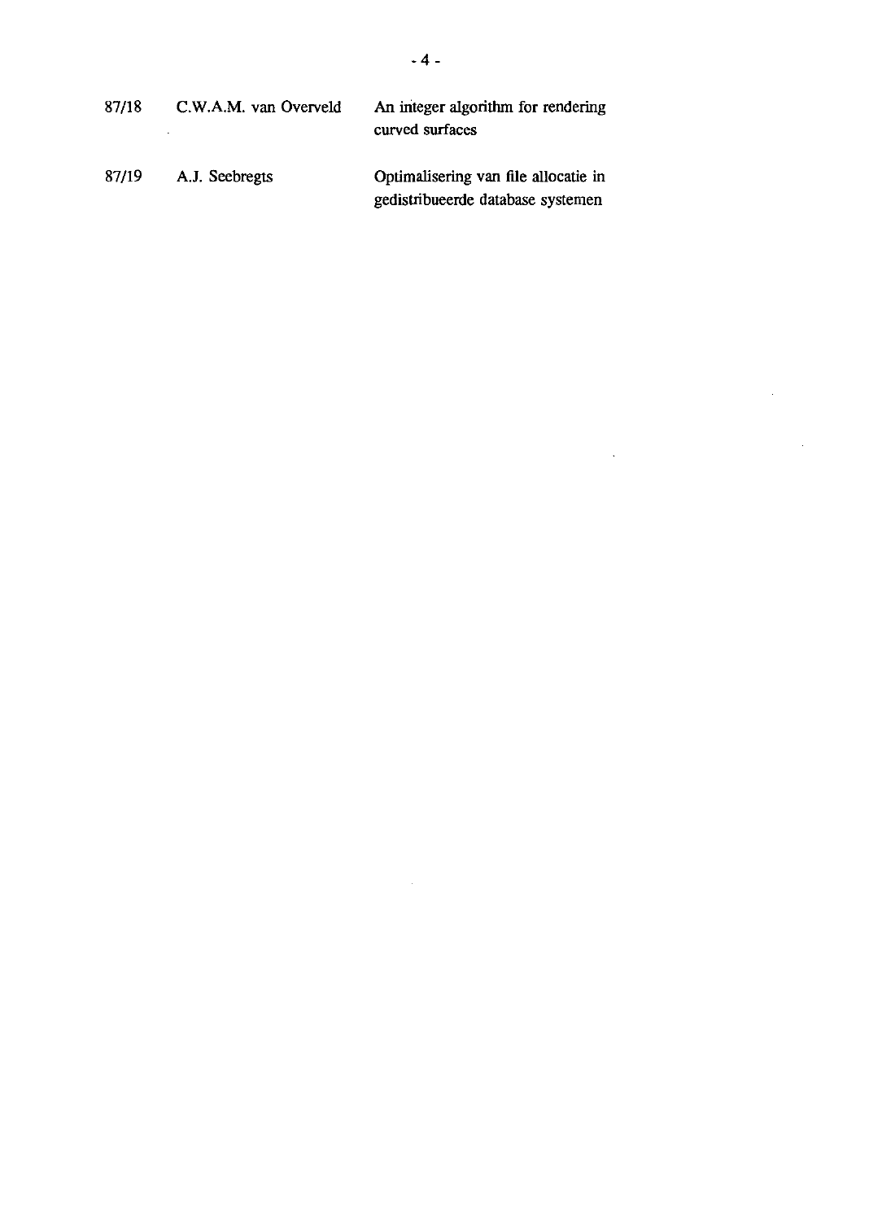| | | |
|---|---|---|
| 87/18 | C.W.A.M. van Overveld | An integer algorithm for rendering curved surfaces |
| 87/19 | A.J. Seebregts | Optimalisering van file allocatie in gedistribueerde database systemen |